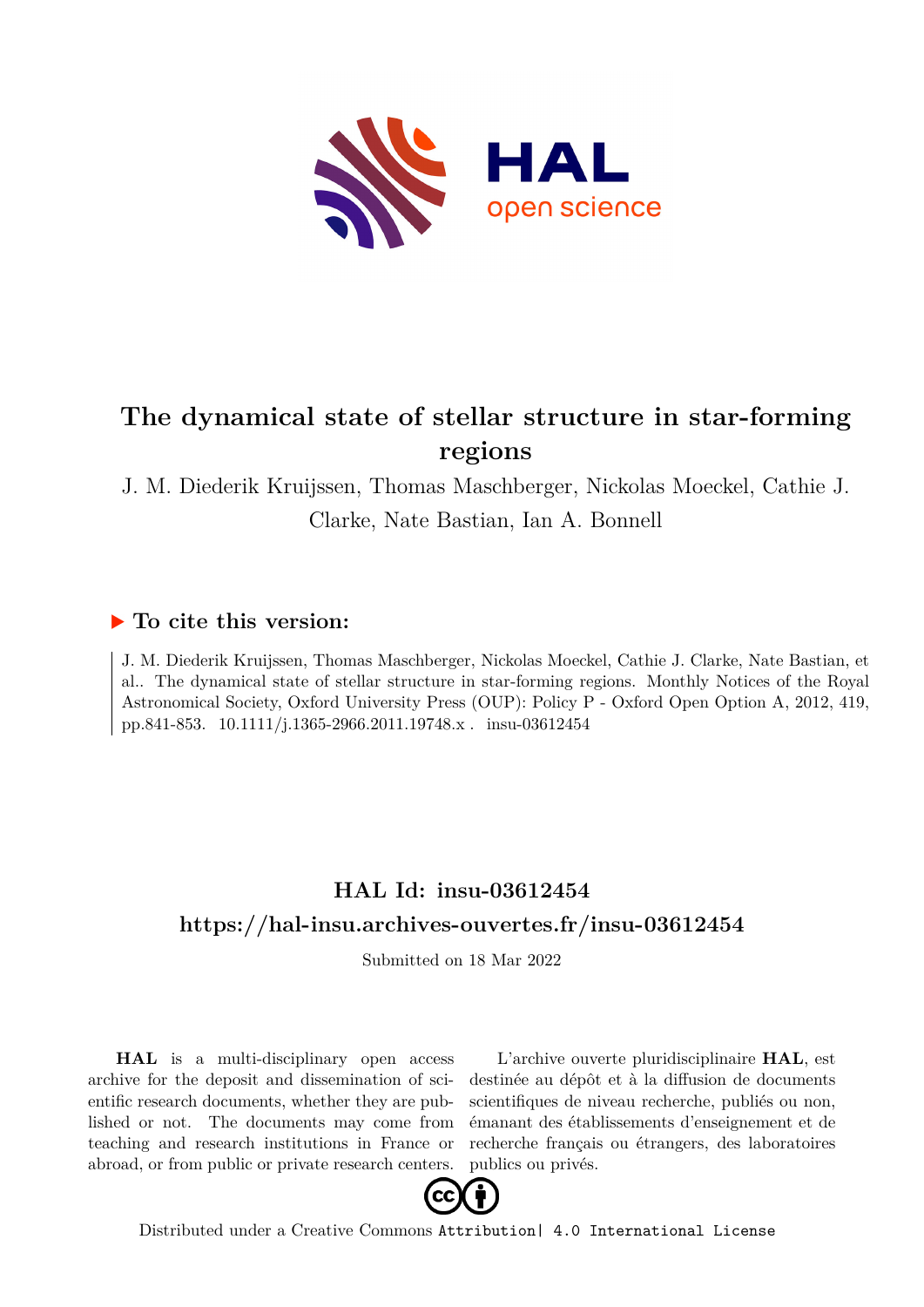# The dynamical state of stellar structure in star-forming regions

J. M. Diederik Kruijssen, Thomas Maschberger, Nickolas Moeckel, Cathie J. Clarke, Nate Bastian, Ian A. Bonnell

## ▶ To cite this version:

J. M. Diederik Kruijssen, Thomas Maschberger, Nickolas Moeckel, Cathie J. Clarke, Nate Bastian, et al.. The dynamical state of stellar structure in star-forming regions. Monthly Notices of the Royal Astronomical Society, Oxford University Press (OUP): Policy P - Oxford Open Option A, 2012, 419, pp.841-853. 10.1111/j.1365-2966.2011.19748.x . insu-03612454

## HAL Id: insu-03612454

## https://hal-insu.archives-ouvertes.fr/insu-03612454

Submitted on 18 Mar 2022

**HAL** is a multi-disciplinary open access archive for the deposit and dissemination of scientific research documents, whether they are published or not. The documents may come from teaching and research institutions in France or abroad, or from public or private research centers.

L'archive ouverte pluridisciplinaire **HAL**, est destinée au dépôt et à la diffusion de documents scientifiques de niveau recherche, publiés ou non, émanant des établissements d'enseignement et de recherche français ou étrangers, des laboratoires publics ou privés.

Distributed under a Creative Commons Attribution| 4.0 International License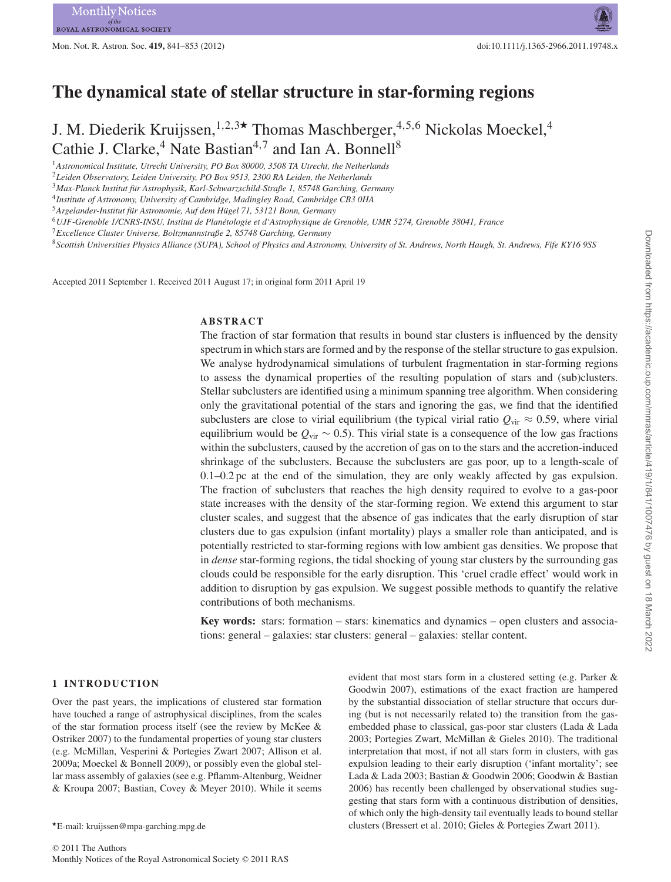# The dynamical state of stellar structure in star-forming regions

J. M. Diederik Kruijssen,[1,2,3*] Thomas Maschberger,[4,5,6] Nickolas Moeckel,[4] Cathie J. Clarke,[4] Nate Bastian[4,7] and Ian A. Bonnell[8]

[1] *Astronomical Institute, Utrecht University, PO Box 80000, 3508 TA Utrecht, the Netherlands*
[2] *Leiden Observatory, Leiden University, PO Box 9513, 2300 RA Leiden, the Netherlands*
[3] *Max-Planck Institut für Astrophysik, Karl-Schwarzschild-Straße 1, 85748 Garching, Germany*
[4] *Institute of Astronomy, University of Cambridge, Madingley Road, Cambridge CB3 0HA*
[5] *Argelander-Institut für Astronomie, Auf dem Hügel 71, 53121 Bonn, Germany*
[6] *UJF-Grenoble 1/CNRS-INSU, Institut de Planétologie et d'Astrophysique de Grenoble, UMR 5274, Grenoble 38041, France*
[7] *Excellence Cluster Universe, Boltzmannstraße 2, 85748 Garching, Germany*
[8] *Scottish Universities Physics Alliance (SUPA), School of Physics and Astronomy, University of St. Andrews, North Haugh, St. Andrews, Fife KY16 9SS*

Accepted 2011 September 1. Received 2011 August 17; in original form 2011 April 19

## ABSTRACT

The fraction of star formation that results in bound star clusters is influenced by the density spectrum in which stars are formed and by the response of the stellar structure to gas expulsion. We analyse hydrodynamical simulations of turbulent fragmentation in star-forming regions to assess the dynamical properties of the resulting population of stars and (sub)clusters. Stellar subclusters are identified using a minimum spanning tree algorithm. When considering only the gravitational potential of the stars and ignoring the gas, we find that the identified subclusters are close to virial equilibrium (the typical virial ratio $Q_{\rm vir} \approx 0.59$, where virial equilibrium would be $Q_{\rm vir} \sim 0.5$). This virial state is a consequence of the low gas fractions within the subclusters, caused by the accretion of gas on to the stars and the accretion-induced shrinkage of the subclusters. Because the subclusters are gas poor, up to a length-scale of 0.1–0.2 pc at the end of the simulation, they are only weakly affected by gas expulsion. The fraction of subclusters that reaches the high density required to evolve to a gas-poor state increases with the density of the star-forming region. We extend this argument to star cluster scales, and suggest that the absence of gas indicates that the early disruption of star clusters due to gas expulsion (infant mortality) plays a smaller role than anticipated, and is potentially restricted to star-forming regions with low ambient gas densities. We propose that in *dense* star-forming regions, the tidal shocking of young star clusters by the surrounding gas clouds could be responsible for the early disruption. This 'cruel cradle effect' would work in addition to disruption by gas expulsion. We suggest possible methods to quantify the relative contributions of both mechanisms.

**Key words:** stars: formation – stars: kinematics and dynamics – open clusters and associations: general – galaxies: star clusters: general – galaxies: stellar content.

## 1 INTRODUCTION

Over the past years, the implications of clustered star formation have touched a range of astrophysical disciplines, from the scales of the star formation process itself (see the review by McKee & Ostriker 2007) to the fundamental properties of young star clusters (e.g. McMillan, Vesperini & Portegies Zwart 2007; Allison et al. 2009a; Moeckel & Bonnell 2009), or possibly even the global stellar mass assembly of galaxies (see e.g. Pflamm-Altenburg, Weidner & Kroupa 2007; Bastian, Covey & Meyer 2010). While it seems evident that most stars form in a clustered setting (e.g. Parker & Goodwin 2007), estimations of the exact fraction are hampered by the substantial dissociation of stellar structure that occurs during (but is not necessarily related to) the transition from the gas-embedded phase to classical, gas-poor star clusters (Lada & Lada 2003; Portegies Zwart, McMillan & Gieles 2010). The traditional interpretation that most, if not all stars form in clusters, with gas expulsion leading to their early disruption ('infant mortality'; see Lada & Lada 2003; Bastian & Goodwin 2006; Goodwin & Bastian 2006) has recently been challenged by observational studies suggesting that stars form with a continuous distribution of densities, of which only the high-density tail eventually leads to bound stellar clusters (Bressert et al. 2010; Gieles & Portegies Zwart 2011).

*E-mail: kruijssen@mpa-garching.mpg.de

© 2011 The Authors
Monthly Notices of the Royal Astronomical Society © 2011 RAS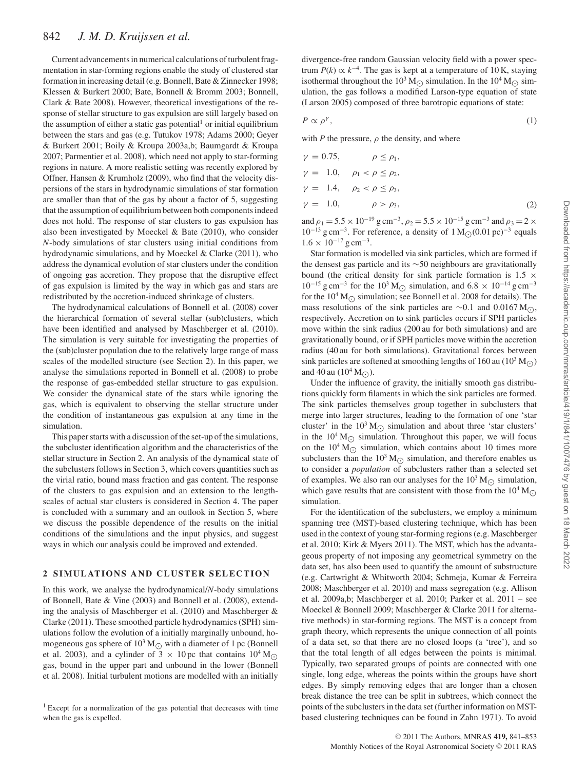Current advancements in numerical calculations of turbulent fragmentation in star-forming regions enable the study of clustered star formation in increasing detail (e.g. Bonnell, Bate & Zinnecker 1998; Klessen & Burkert 2000; Bate, Bonnell & Bromm 2003; Bonnell, Clark & Bate 2008). However, theoretical investigations of the response of stellar structure to gas expulsion are still largely based on the assumption of either a static gas potential[1] or initial equilibrium between the stars and gas (e.g. Tutukov 1978; Adams 2000; Geyer & Burkert 2001; Boily & Kroupa 2003a,b; Baumgardt & Kroupa 2007; Parmentier et al. 2008), which need not apply to star-forming regions in nature. A more realistic setting was recently explored by Offner, Hansen & Krumholz (2009), who find that the velocity dispersions of the stars in hydrodynamic simulations of star formation are smaller than that of the gas by about a factor of 5, suggesting that the assumption of equilibrium between both components indeed does not hold. The response of star clusters to gas expulsion has also been investigated by Moeckel & Bate (2010), who consider *N*-body simulations of star clusters using initial conditions from hydrodynamic simulations, and by Moeckel & Clarke (2011), who address the dynamical evolution of star clusters under the condition of ongoing gas accretion. They propose that the disruptive effect of gas expulsion is limited by the way in which gas and stars are redistributed by the accretion-induced shrinkage of clusters.

The hydrodynamical calculations of Bonnell et al. (2008) cover the hierarchical formation of several stellar (sub)clusters, which have been identified and analysed by Maschberger et al. (2010). The simulation is very suitable for investigating the properties of the (sub)cluster population due to the relatively large range of mass scales of the modelled structure (see Section 2). In this paper, we analyse the simulations reported in Bonnell et al. (2008) to probe the response of gas-embedded stellar structure to gas expulsion. We consider the dynamical state of the stars while ignoring the gas, which is equivalent to observing the stellar structure under the condition of instantaneous gas expulsion at any time in the simulation.

This paper starts with a discussion of the set-up of the simulations, the subcluster identification algorithm and the characteristics of the stellar structure in Section 2. An analysis of the dynamical state of the subclusters follows in Section 3, which covers quantities such as the virial ratio, bound mass fraction and gas content. The response of the clusters to gas expulsion and an extension to the length-scales of actual star clusters is considered in Section 4. The paper is concluded with a summary and an outlook in Section 5, where we discuss the possible dependence of the results on the initial conditions of the simulations and the input physics, and suggest ways in which our analysis could be improved and extended.

## 2 SIMULATIONS AND CLUSTER SELECTION

In this work, we analyse the hydrodynamical/*N*-body simulations of Bonnell, Bate & Vine (2003) and Bonnell et al. (2008), extending the analysis of Maschberger et al. (2010) and Maschberger & Clarke (2011). These smoothed particle hydrodynamics (SPH) simulations follow the evolution of a initially marginally unbound, homogeneous gas sphere of $10^3\,\mathrm{M}_\odot$ with a diameter of 1 pc (Bonnell et al. 2003), and a cylinder of $3 \times 10$ pc that contains $10^4\,\mathrm{M}_\odot$ gas, bound in the upper part and unbound in the lower (Bonnell et al. 2008). Initial turbulent motions are modelled with an initially divergence-free random Gaussian velocity field with a power spectrum $P(k) \propto k^{-4}$. The gas is kept at a temperature of 10 K, staying isothermal throughout the $10^3\,\mathrm{M}_\odot$ simulation. In the $10^4\,\mathrm{M}_\odot$ simulation, the gas follows a modified Larson-type equation of state (Larson 2005) composed of three barotropic equations of state:

$$P \propto \rho^\gamma, \tag{1}$$

with $P$ the pressure, $\rho$ the density, and where

$$\begin{aligned}
\gamma &= 0.75, & \rho &\le \rho_1, \\
\gamma &= 1.0, & \rho_1 < \rho &\le \rho_2, \\
\gamma &= 1.4, & \rho_2 < \rho &\le \rho_3, \\
\gamma &= 1.0, & \rho &> \rho_3,
\end{aligned} \tag{2}$$

and $\rho_1 = 5.5 \times 10^{-19}\,\mathrm{g\,cm^{-3}}$, $\rho_2 = 5.5 \times 10^{-15}\,\mathrm{g\,cm^{-3}}$ and $\rho_3 = 2 \times 10^{-13}\,\mathrm{g\,cm^{-3}}$. For reference, a density of $1\,\mathrm{M}_\odot(0.01\,\mathrm{pc})^{-3}$ equals $1.6 \times 10^{-17}\,\mathrm{g\,cm^{-3}}$.

Star formation is modelled via sink particles, which are formed if the densest gas particle and its ~50 neighbours are gravitationally bound (the critical density for sink particle formation is $1.5 \times 10^{-15}\,\mathrm{g\,cm^{-3}}$ for the $10^3\,\mathrm{M}_\odot$ simulation, and $6.8 \times 10^{-14}\,\mathrm{g\,cm^{-3}}$ for the $10^4\,\mathrm{M}_\odot$ simulation; see Bonnell et al. 2008 for details). The mass resolutions of the sink particles are ~0.1 and $0.0167\,\mathrm{M}_\odot$, respectively. Accretion on to sink particles occurs if SPH particles move within the sink radius (200 au for both simulations) and are gravitationally bound, or if SPH particles move within the accretion radius (40 au for both simulations). Gravitational forces between sink particles are softened at smoothing lengths of 160 au ($10^3\,\mathrm{M}_\odot$) and 40 au ($10^4\,\mathrm{M}_\odot$).

Under the influence of gravity, the initially smooth gas distributions quickly form filaments in which the sink particles are formed. The sink particles themselves group together in subclusters that merge into larger structures, leading to the formation of one 'star cluster' in the $10^3\,\mathrm{M}_\odot$ simulation and about three 'star clusters' in the $10^4\,\mathrm{M}_\odot$ simulation. Throughout this paper, we will focus on the $10^4\,\mathrm{M}_\odot$ simulation, which contains about 10 times more subclusters than the $10^3\,\mathrm{M}_\odot$ simulation, and therefore enables us to consider a *population* of subclusters rather than a selected set of examples. We also ran our analyses for the $10^3\,\mathrm{M}_\odot$ simulation, which gave results that are consistent with those from the $10^4\,\mathrm{M}_\odot$ simulation.

For the identification of the subclusters, we employ a minimum spanning tree (MST)-based clustering technique, which has been used in the context of young star-forming regions (e.g. Maschberger et al. 2010; Kirk & Myers 2011). The MST, which has the advantageous property of not imposing any geometrical symmetry on the data set, has also been used to quantify the amount of substructure (e.g. Cartwright & Whitworth 2004; Schmeja, Kumar & Ferreira 2008; Maschberger et al. 2010) and mass segregation (e.g. Allison et al. 2009a,b; Maschberger et al. 2010; Parker et al. 2011 – see Moeckel & Bonnell 2009; Maschberger & Clarke 2011 for alternative methods) in star-forming regions. The MST is a concept from graph theory, which represents the unique connection of all points of a data set, so that there are no closed loops (a 'tree'), and so that the total length of all edges between the points is minimal. Typically, two separated groups of points are connected with one single, long edge, whereas the points within the groups have short edges. By simply removing edges that are longer than a chosen break distance the tree can be split in subtrees, which connect the points of the subclusters in the data set (further information on MST-based clustering techniques can be found in Zahn 1971). To avoid

[1] Except for a normalization of the gas potential that decreases with time when the gas is expelled.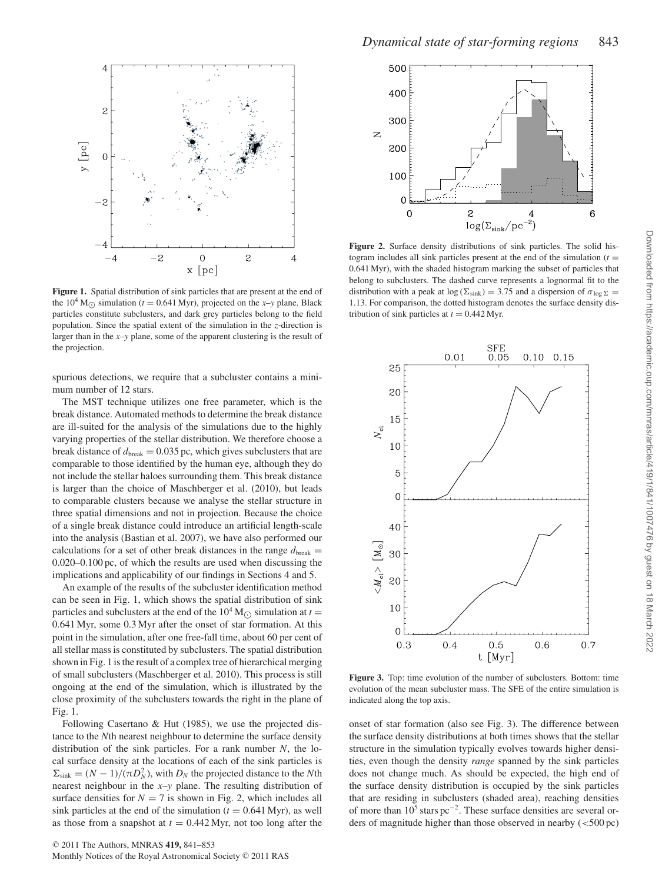**Figure 1.** Spatial distribution of sink particles that are present at the end of the $10^4$ M$_\odot$ simulation ($t = 0.641$ Myr), projected on the *x*–*y* plane. Black particles constitute subclusters, and dark grey particles belong to the field population. Since the spatial extent of the simulation in the *z*-direction is larger than in the *x*–*y* plane, some of the apparent clustering is the result of the projection.

spurious detections, we require that a subcluster contains a minimum number of 12 stars.

The MST technique utilizes one free parameter, which is the break distance. Automated methods to determine the break distance are ill-suited for the analysis of the simulations due to the highly varying properties of the stellar distribution. We therefore choose a break distance of $d_{\rm break} = 0.035$ pc, which gives subclusters that are comparable to those identified by the human eye, although they do not include the stellar haloes surrounding them. This break distance is larger than the choice of Maschberger et al. (2010), but leads to comparable clusters because we analyse the stellar structure in three spatial dimensions and not in projection. Because the choice of a single break distance could introduce an artificial length-scale into the analysis (Bastian et al. 2007), we have also performed our calculations for a set of other break distances in the range $d_{\rm break} =$ 0.020–0.100 pc, of which the results are used when discussing the implications and applicability of our findings in Sections 4 and 5.

An example of the results of the subcluster identification method can be seen in Fig. 1, which shows the spatial distribution of sink particles and subclusters at the end of the $10^4$ M$_\odot$ simulation at $t =$ 0.641 Myr, some 0.3 Myr after the onset of star formation. At this point in the simulation, after one free-fall time, about 60 per cent of all stellar mass is constituted by subclusters. The spatial distribution shown in Fig. 1 is the result of a complex tree of hierarchical merging of small subclusters (Maschberger et al. 2010). This process is still ongoing at the end of the simulation, which is illustrated by the close proximity of the subclusters towards the right in the plane of Fig. 1.

Following Casertano & Hut (1985), we use the projected distance to the *N*th nearest neighbour to determine the surface density distribution of the sink particles. For a rank number *N*, the local surface density at the locations of each of the sink particles is $\Sigma_{\rm sink} = (N-1)/(\pi D_N^2)$, with $D_N$ the projected distance to the *N*th nearest neighbour in the *x*–*y* plane. The resulting distribution of surface densities for $N = 7$ is shown in Fig. 2, which includes all sink particles at the end of the simulation ($t = 0.641$ Myr), as well as those from a snapshot at $t = 0.442$ Myr, not too long after the

**Figure 2.** Surface density distributions of sink particles. The solid histogram includes all sink particles present at the end of the simulation ($t =$ 0.641 Myr), with the shaded histogram marking the subset of particles that belong to subclusters. The dashed curve represents a lognormal fit to the distribution with a peak at $\log(\Sigma_{\rm sink}) = 3.75$ and a dispersion of $\sigma_{\log\Sigma} =$ 1.13. For comparison, the dotted histogram denotes the surface density distribution of sink particles at $t = 0.442$ Myr.

**Figure 3.** Top: time evolution of the number of subclusters. Bottom: time evolution of the mean subcluster mass. The SFE of the entire simulation is indicated along the top axis.

onset of star formation (also see Fig. 3). The difference between the surface density distributions at both times shows that the stellar structure in the simulation typically evolves towards higher densities, even though the density *range* spanned by the sink particles does not change much. As should be expected, the high end of the surface density distribution is occupied by the sink particles that are residing in subclusters (shaded area), reaching densities of more than $10^5$ stars pc$^{-2}$. These surface densities are several orders of magnitude higher than those observed in nearby (<500 pc)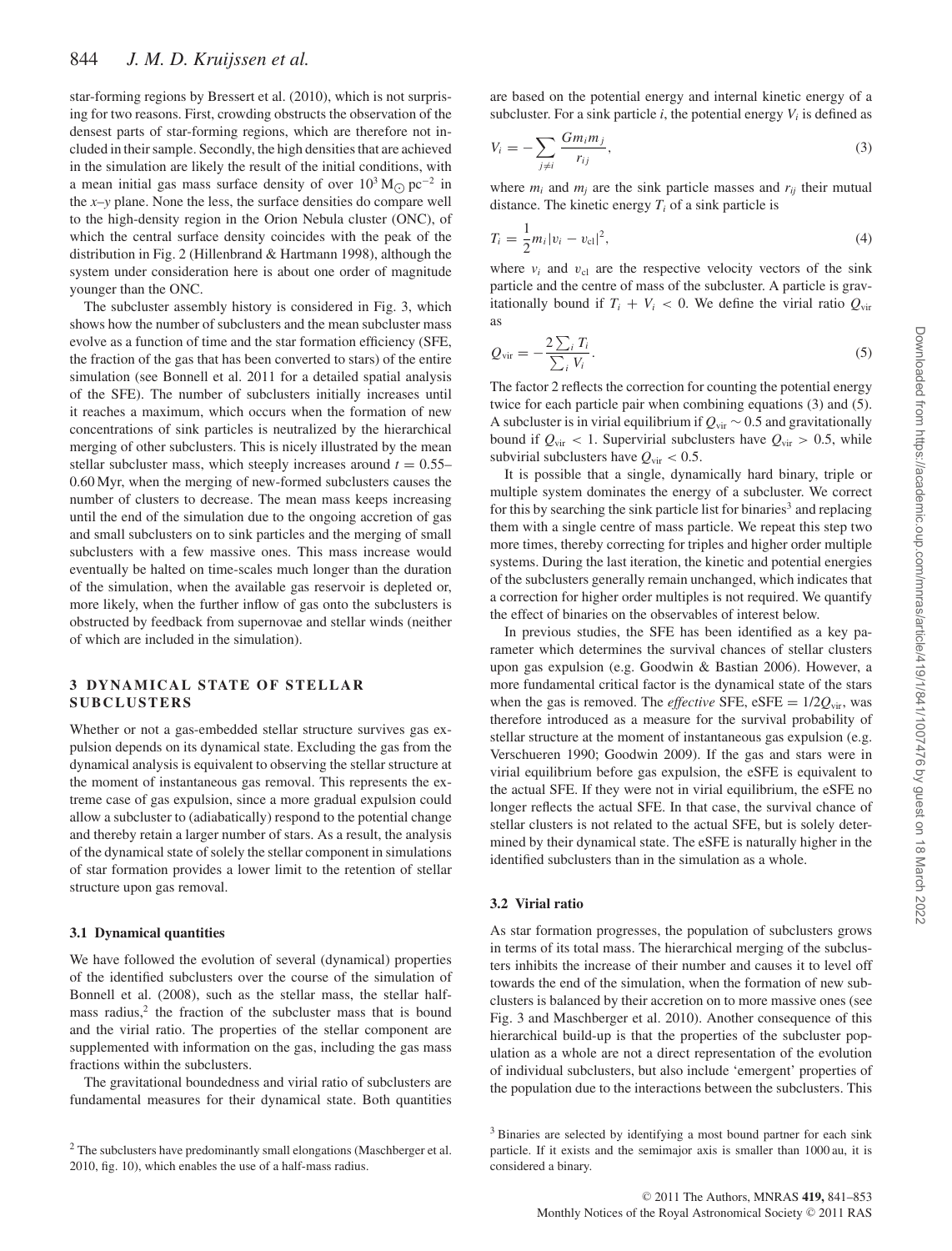star-forming regions by Bressert et al. (2010), which is not surprising for two reasons. First, crowding obstructs the observation of the densest parts of star-forming regions, which are therefore not included in their sample. Secondly, the high densities that are achieved in the simulation are likely the result of the initial conditions, with a mean initial gas mass surface density of over $10^3\,\mathrm{M}_\odot\,\mathrm{pc}^{-2}$ in the $x$–$y$ plane. None the less, the surface densities do compare well to the high-density region in the Orion Nebula cluster (ONC), of which the central surface density coincides with the peak of the distribution in Fig. 2 (Hillenbrand & Hartmann 1998), although the system under consideration here is about one order of magnitude younger than the ONC.

The subcluster assembly history is considered in Fig. 3, which shows how the number of subclusters and the mean subcluster mass evolve as a function of time and the star formation efficiency (SFE, the fraction of the gas that has been converted to stars) of the entire simulation (see Bonnell et al. 2011 for a detailed spatial analysis of the SFE). The number of subclusters initially increases until it reaches a maximum, which occurs when the formation of new concentrations of sink particles is neutralized by the hierarchical merging of other subclusters. This is nicely illustrated by the mean stellar subcluster mass, which steeply increases around $t = 0.55$–$0.60$ Myr, when the merging of new-formed subclusters causes the number of clusters to decrease. The mean mass keeps increasing until the end of the simulation due to the ongoing accretion of gas and small subclusters on to sink particles and the merging of small subclusters with a few massive ones. This mass increase would eventually be halted on time-scales much longer than the duration of the simulation, when the available gas reservoir is depleted or, more likely, when the further inflow of gas onto the subclusters is obstructed by feedback from supernovae and stellar winds (neither of which are included in the simulation).

## 3 DYNAMICAL STATE OF STELLAR SUBCLUSTERS

Whether or not a gas-embedded stellar structure survives gas expulsion depends on its dynamical state. Excluding the gas from the dynamical analysis is equivalent to observing the stellar structure at the moment of instantaneous gas removal. This represents the extreme case of gas expulsion, since a more gradual expulsion could allow a subcluster to (adiabatically) respond to the potential change and thereby retain a larger number of stars. As a result, the analysis of the dynamical state of solely the stellar component in simulations of star formation provides a lower limit to the retention of stellar structure upon gas removal.

### 3.1 Dynamical quantities

We have followed the evolution of several (dynamical) properties of the identified subclusters over the course of the simulation of Bonnell et al. (2008), such as the stellar mass, the stellar half-mass radius,[2] the fraction of the subcluster mass that is bound and the virial ratio. The properties of the stellar component are supplemented with information on the gas, including the gas mass fractions within the subclusters.

The gravitational boundedness and virial ratio of subclusters are fundamental measures for their dynamical state. Both quantities are based on the potential energy and internal kinetic energy of a subcluster. For a sink particle $i$, the potential energy $V_i$ is defined as

$$V_i = -\sum_{j\neq i}\frac{Gm_i m_j}{r_{ij}}, \tag{3}$$

where $m_i$ and $m_j$ are the sink particle masses and $r_{ij}$ their mutual distance. The kinetic energy $T_i$ of a sink particle is

$$T_i = \frac{1}{2}m_i|v_i - v_{\rm cl}|^2, \tag{4}$$

where $v_i$ and $v_{\rm cl}$ are the respective velocity vectors of the sink particle and the centre of mass of the subcluster. A particle is gravitationally bound if $T_i + V_i < 0$. We define the virial ratio $Q_{\rm vir}$ as

$$Q_{\rm vir} = -\frac{2\sum_i T_i}{\sum_i V_i}. \tag{5}$$

The factor 2 reflects the correction for counting the potential energy twice for each particle pair when combining equations (3) and (5). A subcluster is in virial equilibrium if $Q_{\rm vir} \sim 0.5$ and gravitationally bound if $Q_{\rm vir} < 1$. Supervirial subclusters have $Q_{\rm vir} > 0.5$, while subvirial subclusters have $Q_{\rm vir} < 0.5$.

It is possible that a single, dynamically hard binary, triple or multiple system dominates the energy of a subcluster. We correct for this by searching the sink particle list for binaries[3] and replacing them with a single centre of mass particle. We repeat this step two more times, thereby correcting for triples and higher order multiple systems. During the last iteration, the kinetic and potential energies of the subclusters generally remain unchanged, which indicates that a correction for higher order multiples is not required. We quantify the effect of binaries on the observables of interest below.

In previous studies, the SFE has been identified as a key parameter which determines the survival chances of stellar clusters upon gas expulsion (e.g. Goodwin & Bastian 2006). However, a more fundamental critical factor is the dynamical state of the stars when the gas is removed. The *effective* SFE, eSFE $= 1/2Q_{\rm vir}$, was therefore introduced as a measure for the survival probability of stellar structure at the moment of instantaneous gas expulsion (e.g. Verschueren 1990; Goodwin 2009). If the gas and stars were in virial equilibrium before gas expulsion, the eSFE is equivalent to the actual SFE. If they were not in virial equilibrium, the eSFE no longer reflects the actual SFE. In that case, the survival chance of stellar clusters is not related to the actual SFE, but is solely determined by their dynamical state. The eSFE is naturally higher in the identified subclusters than in the simulation as a whole.

### 3.2 Virial ratio

As star formation progresses, the population of subclusters grows in terms of its total mass. The hierarchical merging of the subclusters inhibits the increase of their number and causes it to level off towards the end of the simulation, when the formation of new subclusters is balanced by their accretion on to more massive ones (see Fig. 3 and Maschberger et al. 2010). Another consequence of this hierarchical build-up is that the properties of the subcluster population as a whole are not a direct representation of the evolution of individual subclusters, but also include 'emergent' properties of the population due to the interactions between the subclusters. This

[2] The subclusters have predominantly small elongations (Maschberger et al. 2010, fig. 10), which enables the use of a half-mass radius.

[3] Binaries are selected by identifying a most bound partner for each sink particle. If it exists and the semimajor axis is smaller than 1000 au, it is considered a binary.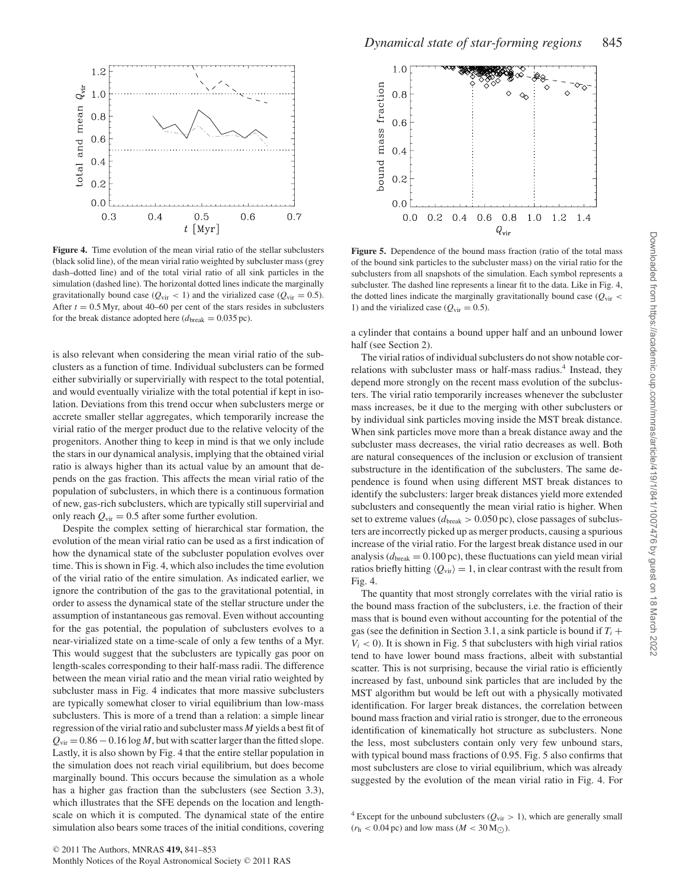total and mean $Q_{\rm vir}$

1.2
1.0
0.8
0.6
0.4
0.2
0.0

0.3 0.4 0.5 0.6 0.7

$t$ [Myr]

**Figure 4.** Time evolution of the mean virial ratio of the stellar subclusters (black solid line), of the mean virial ratio weighted by subcluster mass (grey dash–dotted line) and of the total virial ratio of all sink particles in the simulation (dashed line). The horizontal dotted lines indicate the marginally gravitationally bound case ($Q_{\rm vir} < 1$) and the virialized case ($Q_{\rm vir} = 0.5$). After $t = 0.5$ Myr, about 40–60 per cent of the stars resides in subclusters for the break distance adopted here ($d_{\rm break} = 0.035$ pc).

bound mass fraction

1.0
0.8
0.6
0.4
0.2
0.0

0.0 0.2 0.4 0.6 0.8 1.0 1.2 1.4

$Q_{\rm vir}$

**Figure 5.** Dependence of the bound mass fraction (ratio of the total mass of the bound sink particles to the subcluster mass) on the virial ratio for the subclusters from all snapshots of the simulation. Each symbol represents a subcluster. The dashed line represents a linear fit to the data. Like in Fig. 4, the dotted lines indicate the marginally gravitationally bound case ($Q_{\rm vir} < 1$) and the virialized case ($Q_{\rm vir} = 0.5$).

is also relevant when considering the mean virial ratio of the subclusters as a function of time. Individual subclusters can be formed either subvirially or supervirially with respect to the total potential, and would eventually virialize with the total potential if kept in isolation. Deviations from this trend occur when subclusters merge or accrete smaller stellar aggregates, which temporarily increase the virial ratio of the merger product due to the relative velocity of the progenitors. Another thing to keep in mind is that we only include the stars in our dynamical analysis, implying that the obtained virial ratio is always higher than its actual value by an amount that depends on the gas fraction. This affects the mean virial ratio of the population of subclusters, in which there is a continuous formation of new, gas-rich subclusters, which are typically still supervirial and only reach $Q_{\rm vir} = 0.5$ after some further evolution.

Despite the complex setting of hierarchical star formation, the evolution of the mean virial ratio can be used as a first indication of how the dynamical state of the subcluster population evolves over time. This is shown in Fig. 4, which also includes the time evolution of the virial ratio of the entire simulation. As indicated earlier, we ignore the contribution of the gas to the gravitational potential, in order to assess the dynamical state of the stellar structure under the assumption of instantaneous gas removal. Even without accounting for the gas potential, the population of subclusters evolves to a near-virialized state on a time-scale of only a few tenths of a Myr. This would suggest that the subclusters are typically gas poor on length-scales corresponding to their half-mass radii. The difference between the mean virial ratio and the mean virial ratio weighted by subcluster mass in Fig. 4 indicates that more massive subclusters are typically somewhat closer to virial equilibrium than low-mass subclusters. This is more of a trend than a relation: a simple linear regression of the virial ratio and subcluster mass $M$ yields a best fit of $Q_{\rm vir} = 0.86 - 0.16 \log M$, but with scatter larger than the fitted slope. Lastly, it is also shown by Fig. 4 that the entire stellar population in the simulation does not reach virial equilibrium, but does become marginally bound. This occurs because the simulation as a whole has a higher gas fraction than the subclusters (see Section 3.3), which illustrates that the SFE depends on the location and length-scale on which it is computed. The dynamical state of the entire simulation also bears some traces of the initial conditions, covering a cylinder that contains a bound upper half and an unbound lower half (see Section 2).

The virial ratios of individual subclusters do not show notable correlations with subcluster mass or half-mass radius.[4] Instead, they depend more strongly on the recent mass evolution of the subclusters. The virial ratio temporarily increases whenever the subcluster mass increases, be it due to the merging with other subclusters or by individual sink particles moving inside the MST break distance. When sink particles move more than a break distance away and the subcluster mass decreases, the virial ratio decreases as well. Both are natural consequences of the inclusion or exclusion of transient substructure in the identification of the subclusters. The same dependence is found when using different MST break distances to identify the subclusters: larger break distances yield more extended subclusters and consequently the mean virial ratio is higher. When set to extreme values ($d_{\rm break} > 0.050$ pc), close passages of subclusters are incorrectly picked up as merger products, causing a spurious increase of the virial ratio. For the largest break distance used in our analysis ($d_{\rm break} = 0.100$ pc), these fluctuations can yield mean virial ratios briefly hitting $\langle Q_{\rm vir} \rangle = 1$, in clear contrast with the result from Fig. 4.

The quantity that most strongly correlates with the virial ratio is the bound mass fraction of the subclusters, i.e. the fraction of their mass that is bound even without accounting for the potential of the gas (see the definition in Section 3.1, a sink particle is bound if $T_i + V_i < 0$). It is shown in Fig. 5 that subclusters with high virial ratios tend to have lower bound mass fractions, albeit with substantial scatter. This is not surprising, because the virial ratio is efficiently increased by fast, unbound sink particles that are included by the MST algorithm but would be left out with a physically motivated identification. For larger break distances, the correlation between bound mass fraction and virial ratio is stronger, due to the erroneous identification of kinematically hot structure as subclusters. None the less, most subclusters contain only very few unbound stars, with typical bound mass fractions of 0.95. Fig. 5 also confirms that most subclusters are close to virial equilibrium, which was already suggested by the evolution of the mean virial ratio in Fig. 4. For

[4] Except for the unbound subclusters ($Q_{\rm vir} > 1$), which are generally small ($r_{\rm h} < 0.04$ pc) and low mass ($M < 30\,{\rm M}_{\odot}$).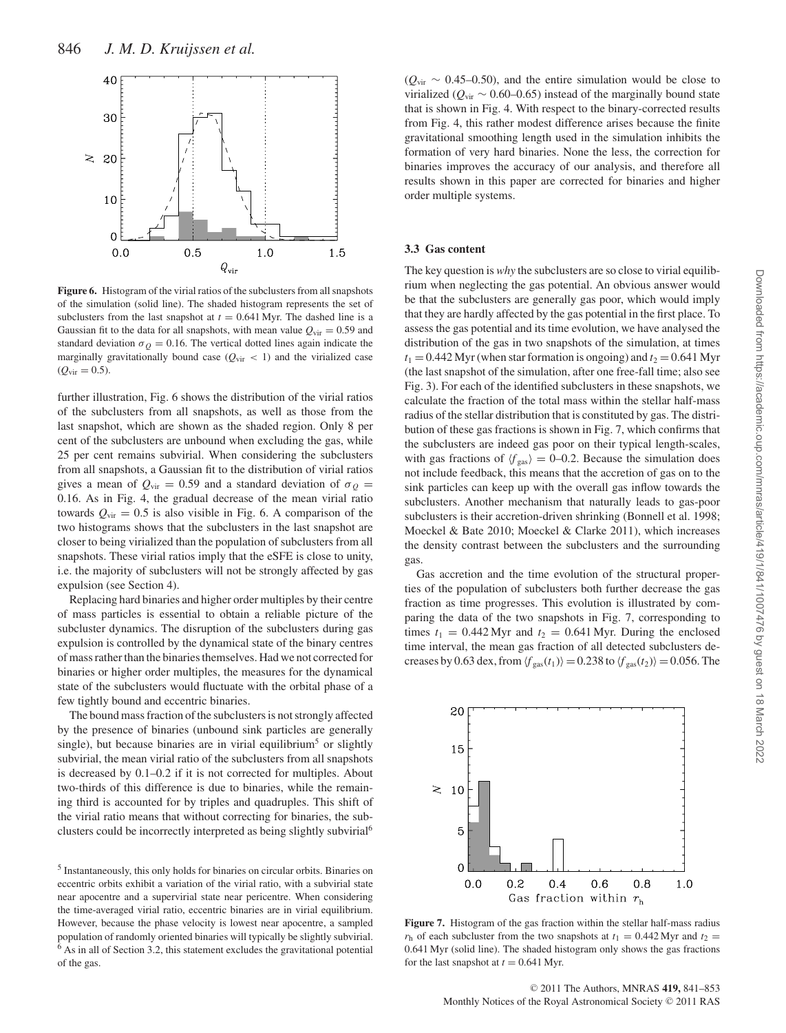Figure 6. Histogram of the virial ratios of the subclusters from all snapshots of the simulation (solid line). The shaded histogram represents the set of subclusters from the last snapshot at $t = 0.641$ Myr. The dashed line is a Gaussian fit to the data for all snapshots, with mean value $Q_{\rm vir} = 0.59$ and standard deviation $\sigma_Q = 0.16$. The vertical dotted lines again indicate the marginally gravitationally bound case ($Q_{\rm vir} < 1$) and the virialized case ($Q_{\rm vir} = 0.5$).

further illustration, Fig. 6 shows the distribution of the virial ratios of the subclusters from all snapshots, as well as those from the last snapshot, which are shown as the shaded region. Only 8 per cent of the subclusters are unbound when excluding the gas, while 25 per cent remains subvirial. When considering the subclusters from all snapshots, a Gaussian fit to the distribution of virial ratios gives a mean of $Q_{\rm vir} = 0.59$ and a standard deviation of $\sigma_Q = 0.16$. As in Fig. 4, the gradual decrease of the mean virial ratio towards $Q_{\rm vir} = 0.5$ is also visible in Fig. 6. A comparison of the two histograms shows that the subclusters in the last snapshot are closer to being virialized than the population of subclusters from all snapshots. These virial ratios imply that the eSFE is close to unity, i.e. the majority of subclusters will not be strongly affected by gas expulsion (see Section 4).

Replacing hard binaries and higher order multiples by their centre of mass particles is essential to obtain a reliable picture of the subcluster dynamics. The disruption of the subclusters during gas expulsion is controlled by the dynamical state of the binary centres of mass rather than the binaries themselves. Had we not corrected for binaries or higher order multiples, the measures for the dynamical state of the subclusters would fluctuate with the orbital phase of a few tightly bound and eccentric binaries.

The bound mass fraction of the subclusters is not strongly affected by the presence of binaries (unbound sink particles are generally single), but because binaries are in virial equilibrium[5] or slightly subvirial, the mean virial ratio of the subclusters from all snapshots is decreased by 0.1–0.2 if it is not corrected for multiples. About two-thirds of this difference is due to binaries, while the remaining third is accounted for by triples and quadruples. This shift of the virial ratio means that without correcting for binaries, the subclusters could be incorrectly interpreted as being slightly subvirial[6] ($Q_{\rm vir} \sim 0.45$–$0.50$), and the entire simulation would be close to virialized ($Q_{\rm vir} \sim 0.60$–$0.65$) instead of the marginally bound state that is shown in Fig. 4. With respect to the binary-corrected results from Fig. 4, this rather modest difference arises because the finite gravitational smoothing length used in the simulation inhibits the formation of very hard binaries. None the less, the correction for binaries improves the accuracy of our analysis, and therefore all results shown in this paper are corrected for binaries and higher order multiple systems.

[5] Instantaneously, this only holds for binaries on circular orbits. Binaries on eccentric orbits exhibit a variation of the virial ratio, with a subvirial state near apocentre and a supervirial state near pericentre. When considering the time-averaged virial ratio, eccentric binaries are in virial equilibrium. However, because the phase velocity is lowest near apocentre, a sampled population of randomly oriented binaries will typically be slightly subvirial.

[6] As in all of Section 3.2, this statement excludes the gravitational potential of the gas.

### 3.3 Gas content

The key question is *why* the subclusters are so close to virial equilibrium when neglecting the gas potential. An obvious answer would be that the subclusters are generally gas poor, which would imply that they are hardly affected by the gas potential in the first place. To assess the gas potential and its time evolution, we have analysed the distribution of the gas in two snapshots of the simulation, at times $t_1 = 0.442$ Myr (when star formation is ongoing) and $t_2 = 0.641$ Myr (the last snapshot of the simulation, after one free-fall time; also see Fig. 3). For each of the identified subclusters in these snapshots, we calculate the fraction of the total mass within the stellar half-mass radius of the stellar distribution that is constituted by gas. The distribution of these gas fractions is shown in Fig. 7, which confirms that the subclusters are indeed gas poor on their typical length-scales, with gas fractions of $\langle f_{\rm gas} \rangle = 0$–$0.2$. Because the simulation does not include feedback, this means that the accretion of gas on to the sink particles can keep up with the overall gas inflow towards the subclusters. Another mechanism that naturally leads to gas-poor subclusters is their accretion-driven shrinking (Bonnell et al. 1998; Moeckel & Bate 2010; Moeckel & Clarke 2011), which increases the density contrast between the subclusters and the surrounding gas.

Gas accretion and the time evolution of the structural properties of the population of subclusters both further decrease the gas fraction as time progresses. This evolution is illustrated by comparing the data of the two snapshots in Fig. 7, corresponding to times $t_1 = 0.442$ Myr and $t_2 = 0.641$ Myr. During the enclosed time interval, the mean gas fraction of all detected subclusters decreases by 0.63 dex, from $\langle f_{\rm gas}(t_1) \rangle = 0.238$ to $\langle f_{\rm gas}(t_2) \rangle = 0.056$. The

Figure 7. Histogram of the gas fraction within the stellar half-mass radius $r_{\rm h}$ of each subcluster from the two snapshots at $t_1 = 0.442$ Myr and $t_2 = 0.641$ Myr (solid line). The shaded histogram only shows the gas fractions for the last snapshot at $t = 0.641$ Myr.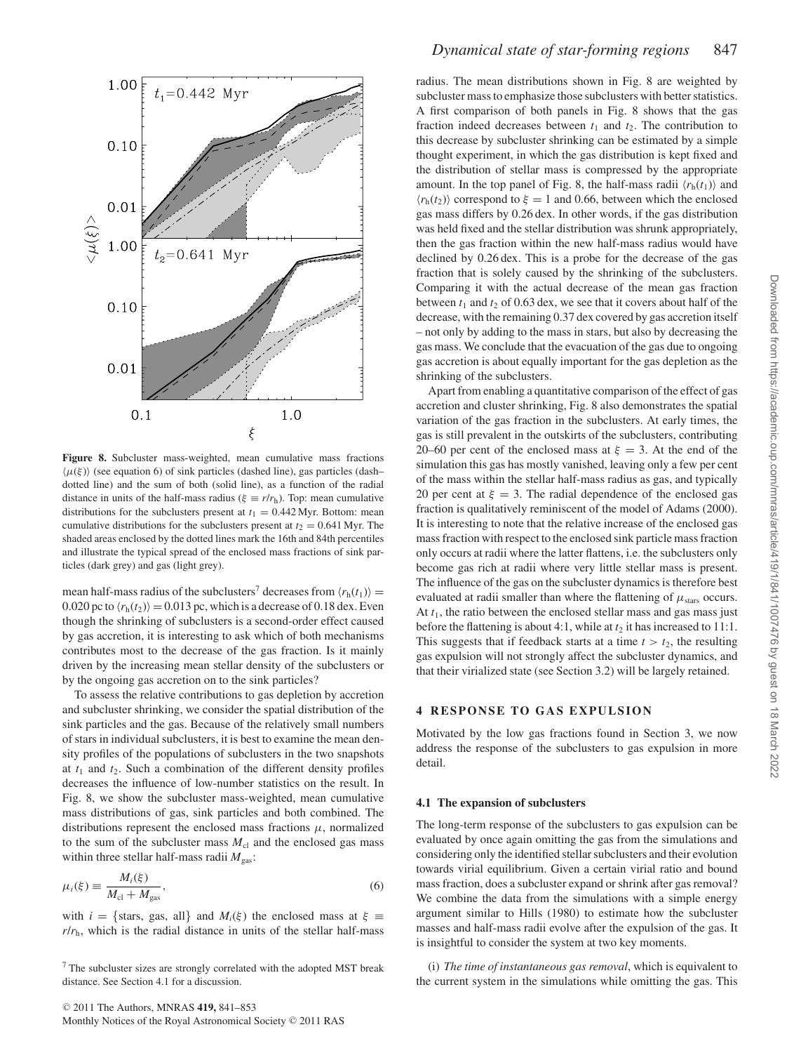**Figure 8.** Subcluster mass-weighted, mean cumulative mass fractions $\langle\mu(\xi)\rangle$ (see equation 6) of sink particles (dashed line), gas particles (dash–dotted line) and the sum of both (solid line), as a function of the radial distance in units of the half-mass radius ($\xi \equiv r/r_{\rm h}$). Top: mean cumulative distributions for the subclusters present at $t_1 = 0.442$ Myr. Bottom: mean cumulative distributions for the subclusters present at $t_2 = 0.641$ Myr. The shaded areas enclosed by the dotted lines mark the 16th and 84th percentiles and illustrate the typical spread of the enclosed mass fractions of sink particles (dark grey) and gas (light grey).

mean half-mass radius of the subclusters[7] decreases from $\langle r_{\rm h}(t_1)\rangle = 0.020$ pc to $\langle r_{\rm h}(t_2)\rangle = 0.013$ pc, which is a decrease of 0.18 dex. Even though the shrinking of subclusters is a second-order effect caused by gas accretion, it is interesting to ask which of both mechanisms contributes most to the decrease of the gas fraction. Is it mainly driven by the increasing mean stellar density of the subclusters or by the ongoing gas accretion on to the sink particles?

To assess the relative contributions to gas depletion by accretion and subcluster shrinking, we consider the spatial distribution of the sink particles and the gas. Because of the relatively small numbers of stars in individual subclusters, it is best to examine the mean density profiles of the populations of subclusters in the two snapshots at $t_1$ and $t_2$. Such a combination of the different density profiles decreases the influence of low-number statistics on the result. In Fig. 8, we show the subcluster mass-weighted, mean cumulative mass distributions of gas, sink particles and both combined. The distributions represent the enclosed mass fractions $\mu$, normalized to the sum of the subcluster mass $M_{\rm cl}$ and the enclosed gas mass within three stellar half-mass radii $M_{\rm gas}$:

$$\mu_i(\xi) \equiv \frac{M_i(\xi)}{M_{\rm cl} + M_{\rm gas}}, \tag{6}$$

with $i = \{\text{stars, gas, all}\}$ and $M_i(\xi)$ the enclosed mass at $\xi \equiv r/r_{\rm h}$, which is the radial distance in units of the stellar half-mass radius. The mean distributions shown in Fig. 8 are weighted by subcluster mass to emphasize those subclusters with better statistics. A first comparison of both panels in Fig. 8 shows that the gas fraction indeed decreases between $t_1$ and $t_2$. The contribution to this decrease by subcluster shrinking can be estimated by a simple thought experiment, in which the gas distribution is kept fixed and the distribution of stellar mass is compressed by the appropriate amount. In the top panel of Fig. 8, the half-mass radii $\langle r_{\rm h}(t_1)\rangle$ and $\langle r_{\rm h}(t_2)\rangle$ correspond to $\xi = 1$ and 0.66, between which the enclosed gas mass differs by 0.26 dex. In other words, if the gas distribution was held fixed and the stellar distribution was shrunk appropriately, then the gas fraction within the new half-mass radius would have declined by 0.26 dex. This is a probe for the decrease of the gas fraction that is solely caused by the shrinking of the subclusters. Comparing it with the actual decrease of the mean gas fraction between $t_1$ and $t_2$ of 0.63 dex, we see that it covers about half of the decrease, with the remaining 0.37 dex covered by gas accretion itself – not only by adding to the mass in stars, but also by decreasing the gas mass. We conclude that the evacuation of the gas due to ongoing gas accretion is about equally important for the gas depletion as the shrinking of the subclusters.

Apart from enabling a quantitative comparison of the effect of gas accretion and cluster shrinking, Fig. 8 also demonstrates the spatial variation of the gas fraction in the subclusters. At early times, the gas is still prevalent in the outskirts of the subclusters, contributing 20–60 per cent of the enclosed mass at $\xi = 3$. At the end of the simulation this gas has mostly vanished, leaving only a few per cent of the mass within the stellar half-mass radius as gas, and typically 20 per cent at $\xi = 3$. The radial dependence of the enclosed gas fraction is qualitatively reminiscent of the model of Adams (2000). It is interesting to note that the relative increase of the enclosed gas mass fraction with respect to the enclosed sink particle mass fraction only occurs at radii where the latter flattens, i.e. the subclusters only become gas rich at radii where very little stellar mass is present. The influence of the gas on the subcluster dynamics is therefore best evaluated at radii smaller than where the flattening of $\mu_{\rm stars}$ occurs. At $t_1$, the ratio between the enclosed stellar mass and gas mass just before the flattening is about 4:1, while at $t_2$ it has increased to 11:1. This suggests that if feedback starts at a time $t > t_2$, the resulting gas expulsion will not strongly affect the subcluster dynamics, and that their virialized state (see Section 3.2) will be largely retained.

## 4 RESPONSE TO GAS EXPULSION

Motivated by the low gas fractions found in Section 3, we now address the response of the subclusters to gas expulsion in more detail.

### 4.1 The expansion of subclusters

The long-term response of the subclusters to gas expulsion can be evaluated by once again omitting the gas from the simulations and considering only the identified stellar subclusters and their evolution towards virial equilibrium. Given a certain virial ratio and bound mass fraction, does a subcluster expand or shrink after gas removal? We combine the data from the simulations with a simple energy argument similar to Hills (1980) to estimate how the subcluster masses and half-mass radii evolve after the expulsion of the gas. It is insightful to consider the system at two key moments.

(i) *The time of instantaneous gas removal*, which is equivalent to the current system in the simulations while omitting the gas. This

[7] The subcluster sizes are strongly correlated with the adopted MST break distance. See Section 4.1 for a discussion.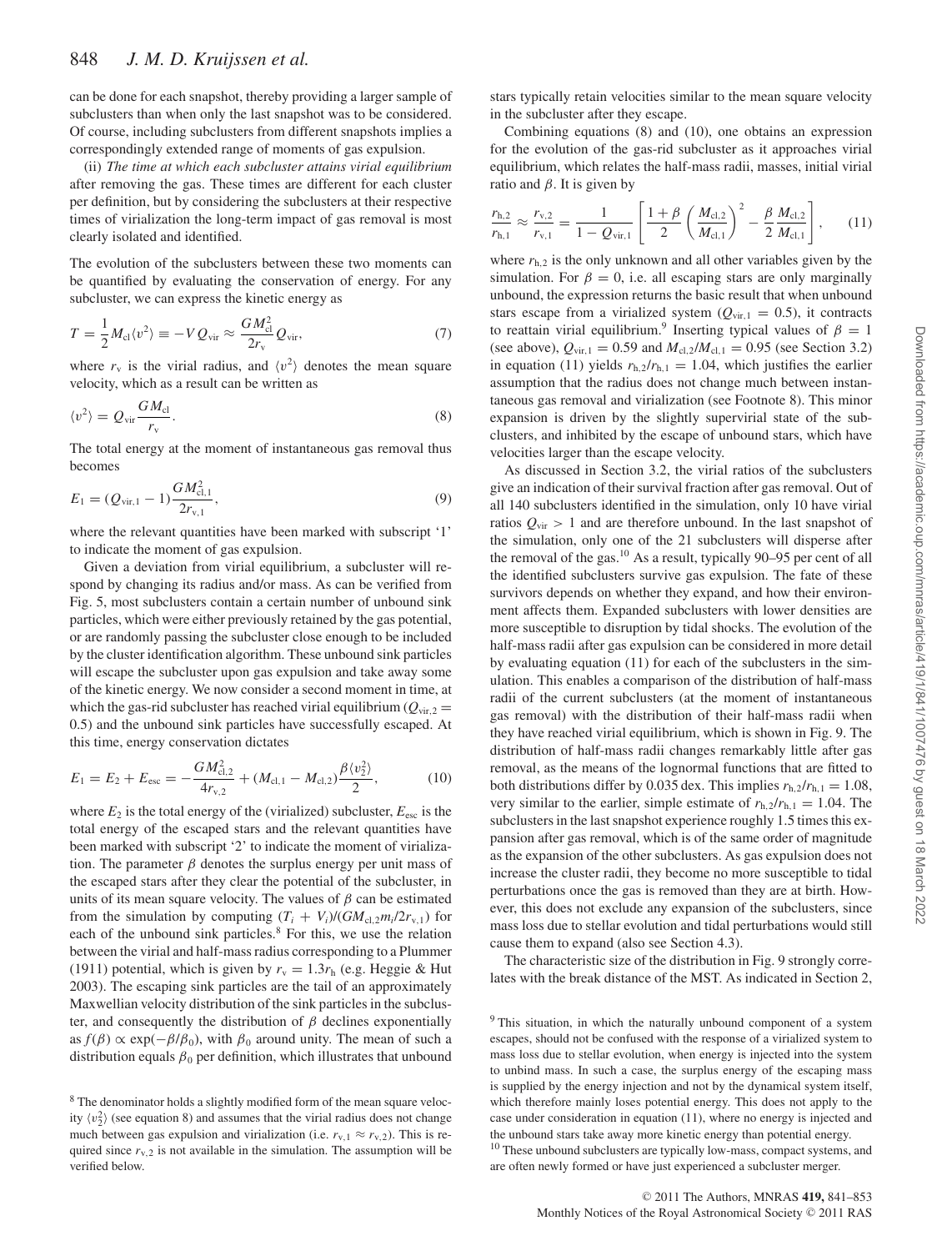can be done for each snapshot, thereby providing a larger sample of subclusters than when only the last snapshot was to be considered. Of course, including subclusters from different snapshots implies a correspondingly extended range of moments of gas expulsion.

(ii) *The time at which each subcluster attains virial equilibrium* after removing the gas. These times are different for each cluster per definition, but by considering the subclusters at their respective times of virialization the long-term impact of gas removal is most clearly isolated and identified.

The evolution of the subclusters between these two moments can be quantified by evaluating the conservation of energy. For any subcluster, we can express the kinetic energy as

$$T = \frac{1}{2}M_{\rm cl}\langle v^2\rangle \equiv -V\,Q_{\rm vir} \approx \frac{GM_{\rm cl}^2}{2r_{\rm v}}Q_{\rm vir}, \qquad (7)$$

where $r_{\rm v}$ is the virial radius, and $\langle v^2\rangle$ denotes the mean square velocity, which as a result can be written as

$$\langle v^2\rangle = Q_{\rm vir}\frac{GM_{\rm cl}}{r_{\rm v}}. \qquad (8)$$

The total energy at the moment of instantaneous gas removal thus becomes

$$E_1 = (Q_{\rm vir,1} - 1)\frac{GM_{\rm cl,1}^2}{2r_{\rm v,1}}, \qquad (9)$$

where the relevant quantities have been marked with subscript '1' to indicate the moment of gas expulsion.

Given a deviation from virial equilibrium, a subcluster will respond by changing its radius and/or mass. As can be verified from Fig. 5, most subclusters contain a certain number of unbound sink particles, which were either previously retained by the gas potential, or are randomly passing the subcluster close enough to be included by the cluster identification algorithm. These unbound sink particles will escape the subcluster upon gas expulsion and take away some of the kinetic energy. We now consider a second moment in time, at which the gas-rid subcluster has reached virial equilibrium ($Q_{\rm vir,2} = 0.5$) and the unbound sink particles have successfully escaped. At this time, energy conservation dictates

$$E_1 = E_2 + E_{\rm esc} = -\frac{GM_{\rm cl,2}^2}{4r_{\rm v,2}} + (M_{\rm cl,1} - M_{\rm cl,2})\frac{\beta\langle v_2^2\rangle}{2}, \qquad (10)$$

where $E_2$ is the total energy of the (virialized) subcluster, $E_{\rm esc}$ is the total energy of the escaped stars and the relevant quantities have been marked with subscript '2' to indicate the moment of virialization. The parameter $\beta$ denotes the surplus energy per unit mass of the escaped stars after they clear the potential of the subcluster, in units of its mean square velocity. The values of $\beta$ can be estimated from the simulation by computing $(T_i + V_i)/(GM_{\rm cl,2}m_i/2r_{\rm v,1})$ for each of the unbound sink particles.[8] For this, we use the relation between the virial and half-mass radius corresponding to a Plummer (1911) potential, which is given by $r_{\rm v} = 1.3r_{\rm h}$ (e.g. Heggie & Hut 2003). The escaping sink particles are the tail of an approximately Maxwellian velocity distribution of the sink particles in the subcluster, and consequently the distribution of $\beta$ declines exponentially as $f(\beta) \propto \exp(-\beta/\beta_0)$, with $\beta_0$ around unity. The mean of such a distribution equals $\beta_0$ per definition, which illustrates that unbound stars typically retain velocities similar to the mean square velocity in the subcluster after they escape.

Combining equations (8) and (10), one obtains an expression for the evolution of the gas-rid subcluster as it approaches virial equilibrium, which relates the half-mass radii, masses, initial virial ratio and $\beta$. It is given by

$$\frac{r_{\rm h,2}}{r_{\rm h,1}} \approx \frac{r_{\rm v,2}}{r_{\rm v,1}} = \frac{1}{1 - Q_{\rm vir,1}}\left[\frac{1+\beta}{2}\left(\frac{M_{\rm cl,2}}{M_{\rm cl,1}}\right)^2 - \frac{\beta}{2}\frac{M_{\rm cl,2}}{M_{\rm cl,1}}\right], \qquad (11)$$

where $r_{\rm h,2}$ is the only unknown and all other variables given by the simulation. For $\beta = 0$, i.e. all escaping stars are only marginally unbound, the expression returns the basic result that when unbound stars escape from a virialized system ($Q_{\rm vir,1} = 0.5$), it contracts to reattain virial equilibrium.[9] Inserting typical values of $\beta = 1$ (see above), $Q_{\rm vir,1} = 0.59$ and $M_{\rm cl,2}/M_{\rm cl,1} = 0.95$ (see Section 3.2) in equation (11) yields $r_{\rm h,2}/r_{\rm h,1} = 1.04$, which justifies the earlier assumption that the radius does not change much between instantaneous gas removal and virialization (see Footnote 8). This minor expansion is driven by the slightly supervirial state of the subclusters, and inhibited by the escape of unbound stars, which have velocities larger than the escape velocity.

As discussed in Section 3.2, the virial ratios of the subclusters give an indication of their survival fraction after gas removal. Out of all 140 subclusters identified in the simulation, only 10 have virial ratios $Q_{\rm vir} > 1$ and are therefore unbound. In the last snapshot of the simulation, only one of the 21 subclusters will disperse after the removal of the gas.[10] As a result, typically 90–95 per cent of all the identified subclusters survive gas expulsion. The fate of these survivors depends on whether they expand, and how their environment affects them. Expanded subclusters with lower densities are more susceptible to disruption by tidal shocks. The evolution of the half-mass radii after gas expulsion can be considered in more detail by evaluating equation (11) for each of the subclusters in the simulation. This enables a comparison of the distribution of half-mass radii of the current subclusters (at the moment of instantaneous gas removal) with the distribution of their half-mass radii when they have reached virial equilibrium, which is shown in Fig. 9. The distribution of half-mass radii changes remarkably little after gas removal, as the means of the lognormal functions that are fitted to both distributions differ by 0.035 dex. This implies $r_{\rm h,2}/r_{\rm h,1} = 1.08$, very similar to the earlier, simple estimate of $r_{\rm h,2}/r_{\rm h,1} = 1.04$. The subclusters in the last snapshot experience roughly 1.5 times this expansion after gas removal, which is of the same order of magnitude as the expansion of the other subclusters. As gas expulsion does not increase the cluster radii, they become no more susceptible to tidal perturbations once the gas is removed than they are at birth. However, this does not exclude any expansion of the subclusters, since mass loss due to stellar evolution and tidal perturbations would still cause them to expand (also see Section 4.3).

The characteristic size of the distribution in Fig. 9 strongly correlates with the break distance of the MST. As indicated in Section 2,

[8] The denominator holds a slightly modified form of the mean square velocity $\langle v_2^2\rangle$ (see equation 8) and assumes that the virial radius does not change much between gas expulsion and virialization (i.e. $r_{\rm v,1} \approx r_{\rm v,2}$). This is required since $r_{\rm v,2}$ is not available in the simulation. The assumption will be verified below.

[9] This situation, in which the naturally unbound component of a system escapes, should not be confused with the response of a virialized system to mass loss due to stellar evolution, when energy is injected into the system to unbind mass. In such a case, the surplus energy of the escaping mass is supplied by the energy injection and not by the dynamical system itself, which therefore mainly loses potential energy. This does not apply to the case under consideration in equation (11), where no energy is injected and the unbound stars take away more kinetic energy than potential energy.

[10] These unbound subclusters are typically low-mass, compact systems, and are often newly formed or have just experienced a subcluster merger.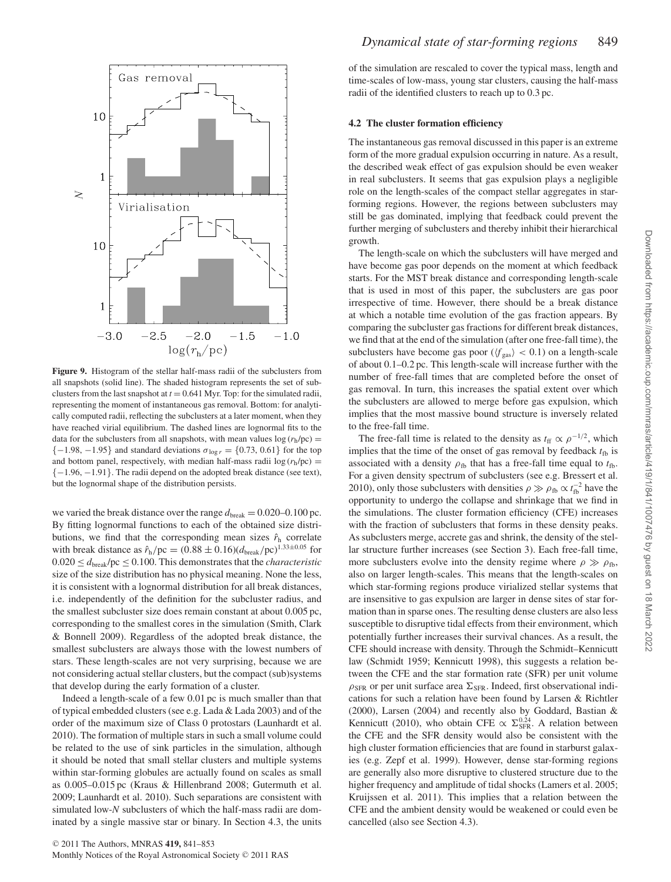**Figure 9.** Histogram of the stellar half-mass radii of the subclusters from all snapshots (solid line). The shaded histogram represents the set of subclusters from the last snapshot at $t = 0.641$ Myr. Top: for the simulated radii, representing the moment of instantaneous gas removal. Bottom: for analytically computed radii, reflecting the subclusters at a later moment, when they have reached virial equilibrium. The dashed lines are lognormal fits to the data for the subclusters from all snapshots, with mean values $\log(r_{\rm h}/{\rm pc}) = \{-1.98, -1.95\}$ and standard deviations $\sigma_{\log r} = \{0.73, 0.61\}$ for the top and bottom panel, respectively, with median half-mass radii $\log(r_{\rm h}/{\rm pc}) = \{-1.96, -1.91\}$. The radii depend on the adopted break distance (see text), but the lognormal shape of the distribution persists.

we varied the break distance over the range $d_{\rm break} = 0.020$–$0.100$ pc. By fitting lognormal functions to each of the obtained size distributions, we find that the corresponding mean sizes $\hat{r}_{\rm h}$ correlate with break distance as $\hat{r}_{\rm h}/{\rm pc} = (0.88 \pm 0.16)(d_{\rm break}/{\rm pc})^{1.33\pm0.05}$ for $0.020 \leq d_{\rm break}/{\rm pc} \leq 0.100$. This demonstrates that the *characteristic* size of the size distribution has no physical meaning. None the less, it is consistent with a lognormal distribution for all break distances, i.e. independently of the definition for the subcluster radius, and the smallest subcluster size does remain constant at about 0.005 pc, corresponding to the smallest cores in the simulation (Smith, Clark & Bonnell 2009). Regardless of the adopted break distance, the smallest subclusters are always those with the lowest numbers of stars. These length-scales are not very surprising, because we are not considering actual stellar clusters, but the compact (sub)systems that develop during the early formation of a cluster.

Indeed a length-scale of a few 0.01 pc is much smaller than that of typical embedded clusters (see e.g. Lada & Lada 2003) and of the order of the maximum size of Class 0 protostars (Launhardt et al. 2010). The formation of multiple stars in such a small volume could be related to the use of sink particles in the simulation, although it should be noted that small stellar clusters and multiple systems within star-forming globules are actually found on scales as small as 0.005–0.015 pc (Kraus & Hillenbrand 2008; Gutermuth et al. 2009; Launhardt et al. 2010). Such separations are consistent with simulated low-*N* subclusters of which the half-mass radii are dominated by a single massive star or binary. In Section 4.3, the units of the simulation are rescaled to cover the typical mass, length and time-scales of low-mass, young star clusters, causing the half-mass radii of the identified clusters to reach up to 0.3 pc.

### 4.2 The cluster formation efficiency

The instantaneous gas removal discussed in this paper is an extreme form of the more gradual expulsion occurring in nature. As a result, the described weak effect of gas expulsion should be even weaker in real subclusters. It seems that gas expulsion plays a negligible role on the length-scales of the compact stellar aggregates in star-forming regions. However, the regions between subclusters may still be gas dominated, implying that feedback could prevent the further merging of subclusters and thereby inhibit their hierarchical growth.

The length-scale on which the subclusters will have merged and have become gas poor depends on the moment at which feedback starts. For the MST break distance and corresponding length-scale that is used in most of this paper, the subclusters are gas poor irrespective of time. However, there should be a break distance at which a notable time evolution of the gas fraction appears. By comparing the subcluster gas fractions for different break distances, we find that at the end of the simulation (after one free-fall time), the subclusters have become gas poor ($\langle f_{\rm gas}\rangle < 0.1$) on a length-scale of about 0.1–0.2 pc. This length-scale will increase further with the number of free-fall times that are completed before the onset of gas removal. In turn, this increases the spatial extent over which the subclusters are allowed to merge before gas expulsion, which implies that the most massive bound structure is inversely related to the free-fall time.

The free-fall time is related to the density as $t_{\rm ff} \propto \rho^{-1/2}$, which implies that the time of the onset of gas removal by feedback $t_{\rm fb}$ is associated with a density $\rho_{\rm fb}$ that has a free-fall time equal to $t_{\rm fb}$. For a given density spectrum of subclusters (see e.g. Bressert et al. 2010), only those subclusters with densities $\rho \gg \rho_{\rm fb} \propto t_{\rm fb}^{-2}$ have the opportunity to undergo the collapse and shrinkage that we find in the simulations. The cluster formation efficiency (CFE) increases with the fraction of subclusters that forms in these density peaks. As subclusters merge, accrete gas and shrink, the density of the stellar structure further increases (see Section 3). Each free-fall time, more subclusters evolve into the density regime where $\rho \gg \rho_{\rm fb}$, also on larger length-scales. This means that the length-scales on which star-forming regions produce virialized stellar systems that are insensitive to gas expulsion are larger in dense sites of star formation than in sparse ones. The resulting dense clusters are also less susceptible to disruptive tidal effects from their environment, which potentially further increases their survival chances. As a result, the CFE should increase with density. Through the Schmidt–Kennicutt law (Schmidt 1959; Kennicutt 1998), this suggests a relation between the CFE and the star formation rate (SFR) per unit volume $\rho_{\rm SFR}$ or per unit surface area $\Sigma_{\rm SFR}$. Indeed, first observational indications for such a relation have been found by Larsen & Richtler (2000), Larsen (2004) and recently also by Goddard, Bastian & Kennicutt (2010), who obtain CFE $\propto \Sigma_{\rm SFR}^{0.24}$. A relation between the CFE and the SFR density would also be consistent with the high cluster formation efficiencies that are found in starburst galaxies (e.g. Zepf et al. 1999). However, dense star-forming regions are generally also more disruptive to clustered structure due to the higher frequency and amplitude of tidal shocks (Lamers et al. 2005; Kruijssen et al. 2011). This implies that a relation between the CFE and the ambient density would be weakened or could even be cancelled (also see Section 4.3).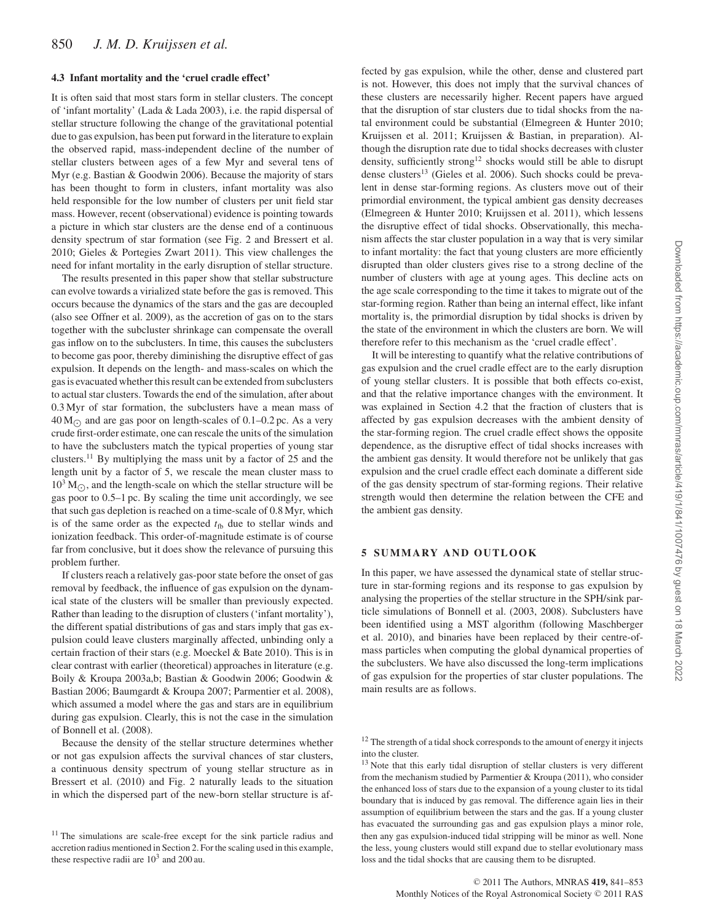### 4.3 Infant mortality and the 'cruel cradle effect'

It is often said that most stars form in stellar clusters. The concept of 'infant mortality' (Lada & Lada 2003), i.e. the rapid dispersal of stellar structure following the change of the gravitational potential due to gas expulsion, has been put forward in the literature to explain the observed rapid, mass-independent decline of the number of stellar clusters between ages of a few Myr and several tens of Myr (e.g. Bastian & Goodwin 2006). Because the majority of stars has been thought to form in clusters, infant mortality was also held responsible for the low number of clusters per unit field star mass. However, recent (observational) evidence is pointing towards a picture in which star clusters are the dense end of a continuous density spectrum of star formation (see Fig. 2 and Bressert et al. 2010; Gieles & Portegies Zwart 2011). This view challenges the need for infant mortality in the early disruption of stellar structure.

The results presented in this paper show that stellar substructure can evolve towards a virialized state before the gas is removed. This occurs because the dynamics of the stars and the gas are decoupled (also see Offner et al. 2009), as the accretion of gas on to the stars together with the subcluster shrinkage can compensate the overall gas inflow on to the subclusters. In time, this causes the subclusters to become gas poor, thereby diminishing the disruptive effect of gas expulsion. It depends on the length- and mass-scales on which the gas is evacuated whether this result can be extended from subclusters to actual star clusters. Towards the end of the simulation, after about 0.3 Myr of star formation, the subclusters have a mean mass of $40\,\mathrm{M}_{\odot}$ and are gas poor on length-scales of 0.1–0.2 pc. As a very crude first-order estimate, one can rescale the units of the simulation to have the subclusters match the typical properties of young star clusters.[11] By multiplying the mass unit by a factor of 25 and the length unit by a factor of 5, we rescale the mean cluster mass to $10^3\,\mathrm{M}_{\odot}$, and the length-scale on which the stellar structure will be gas poor to 0.5–1 pc. By scaling the time unit accordingly, we see that such gas depletion is reached on a time-scale of 0.8 Myr, which is of the same order as the expected $t_{\mathrm{fb}}$ due to stellar winds and ionization feedback. This order-of-magnitude estimate is of course far from conclusive, but it does show the relevance of pursuing this problem further.

If clusters reach a relatively gas-poor state before the onset of gas removal by feedback, the influence of gas expulsion on the dynamical state of the clusters will be smaller than previously expected. Rather than leading to the disruption of clusters ('infant mortality'), the different spatial distributions of gas and stars imply that gas expulsion could leave clusters marginally affected, unbinding only a certain fraction of their stars (e.g. Moeckel & Bate 2010). This is in clear contrast with earlier (theoretical) approaches in literature (e.g. Boily & Kroupa 2003a,b; Bastian & Goodwin 2006; Goodwin & Bastian 2006; Baumgardt & Kroupa 2007; Parmentier et al. 2008), which assumed a model where the gas and stars are in equilibrium during gas expulsion. Clearly, this is not the case in the simulation of Bonnell et al. (2008).

Because the density of the stellar structure determines whether or not gas expulsion affects the survival chances of star clusters, a continuous density spectrum of young stellar structure as in Bressert et al. (2010) and Fig. 2 naturally leads to the situation in which the dispersed part of the new-born stellar structure is affected by gas expulsion, while the other, dense and clustered part is not. However, this does not imply that the survival chances of these clusters are necessarily higher. Recent papers have argued that the disruption of star clusters due to tidal shocks from the natal environment could be substantial (Elmegreen & Hunter 2010; Kruijssen et al. 2011; Kruijssen & Bastian, in preparation). Although the disruption rate due to tidal shocks decreases with cluster density, sufficiently strong[12] shocks would still be able to disrupt dense clusters[13] (Gieles et al. 2006). Such shocks could be prevalent in dense star-forming regions. As clusters move out of their primordial environment, the typical ambient gas density decreases (Elmegreen & Hunter 2010; Kruijssen et al. 2011), which lessens the disruptive effect of tidal shocks. Observationally, this mechanism affects the star cluster population in a way that is very similar to infant mortality: the fact that young clusters are more efficiently disrupted than older clusters gives rise to a strong decline of the number of clusters with age at young ages. This decline acts on the age scale corresponding to the time it takes to migrate out of the star-forming region. Rather than being an internal effect, like infant mortality is, the primordial disruption by tidal shocks is driven by the state of the environment in which the clusters are born. We will therefore refer to this mechanism as the 'cruel cradle effect'.

It will be interesting to quantify what the relative contributions of gas expulsion and the cruel cradle effect are to the early disruption of young stellar clusters. It is possible that both effects co-exist, and that the relative importance changes with the environment. It was explained in Section 4.2 that the fraction of clusters that is affected by gas expulsion decreases with the ambient density of the star-forming region. The cruel cradle effect shows the opposite dependence, as the disruptive effect of tidal shocks increases with the ambient gas density. It would therefore not be unlikely that gas expulsion and the cruel cradle effect each dominate a different side of the gas density spectrum of star-forming regions. Their relative strength would then determine the relation between the CFE and the ambient gas density.

## 5 SUMMARY AND OUTLOOK

In this paper, we have assessed the dynamical state of stellar structure in star-forming regions and its response to gas expulsion by analysing the properties of the stellar structure in the SPH/sink particle simulations of Bonnell et al. (2003, 2008). Subclusters have been identified using a MST algorithm (following Maschberger et al. 2010), and binaries have been replaced by their centre-of-mass particles when computing the global dynamical properties of the subclusters. We have also discussed the long-term implications of gas expulsion for the properties of star cluster populations. The main results are as follows.

[11] The simulations are scale-free except for the sink particle radius and accretion radius mentioned in Section 2. For the scaling used in this example, these respective radii are $10^3$ and 200 au.

[12] The strength of a tidal shock corresponds to the amount of energy it injects into the cluster.

[13] Note that this early tidal disruption of stellar clusters is very different from the mechanism studied by Parmentier & Kroupa (2011), who consider the enhanced loss of stars due to the expansion of a young cluster to its tidal boundary that is induced by gas removal. The difference again lies in their assumption of equilibrium between the stars and the gas. If a young cluster has evacuated the surrounding gas and gas expulsion plays a minor role, then any gas expulsion-induced tidal stripping will be minor as well. None the less, young clusters would still expand due to stellar evolutionary mass loss and the tidal shocks that are causing them to be disrupted.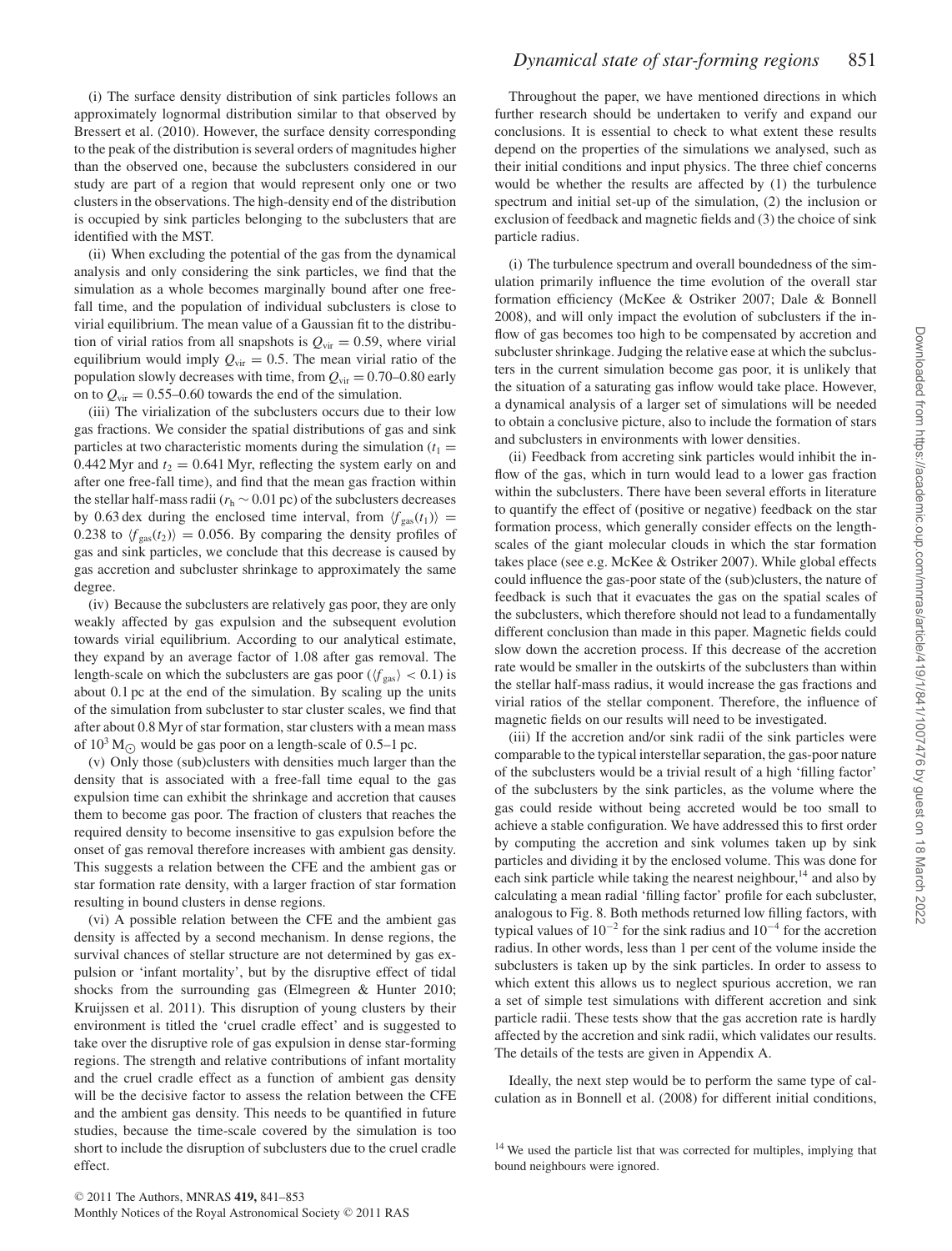(i) The surface density distribution of sink particles follows an approximately lognormal distribution similar to that observed by Bressert et al. (2010). However, the surface density corresponding to the peak of the distribution is several orders of magnitudes higher than the observed one, because the subclusters considered in our study are part of a region that would represent only one or two clusters in the observations. The high-density end of the distribution is occupied by sink particles belonging to the subclusters that are identified with the MST.

(ii) When excluding the potential of the gas from the dynamical analysis and only considering the sink particles, we find that the simulation as a whole becomes marginally bound after one free-fall time, and the population of individual subclusters is close to virial equilibrium. The mean value of a Gaussian fit to the distribution of virial ratios from all snapshots is $Q_{\rm vir} = 0.59$, where virial equilibrium would imply $Q_{\rm vir} = 0.5$. The mean virial ratio of the population slowly decreases with time, from $Q_{\rm vir} = 0.70$–$0.80$ early on to $Q_{\rm vir} = 0.55$–$0.60$ towards the end of the simulation.

(iii) The virialization of the subclusters occurs due to their low gas fractions. We consider the spatial distributions of gas and sink particles at two characteristic moments during the simulation ($t_1 = 0.442$ Myr and $t_2 = 0.641$ Myr, reflecting the system early on and after one free-fall time), and find that the mean gas fraction within the stellar half-mass radii ($r_{\rm h} \sim 0.01$ pc) of the subclusters decreases by 0.63 dex during the enclosed time interval, from $\langle f_{\rm gas}(t_1)\rangle = 0.238$ to $\langle f_{\rm gas}(t_2)\rangle = 0.056$. By comparing the density profiles of gas and sink particles, we conclude that this decrease is caused by gas accretion and subcluster shrinkage to approximately the same degree.

(iv) Because the subclusters are relatively gas poor, they are only weakly affected by gas expulsion and the subsequent evolution towards virial equilibrium. According to our analytical estimate, they expand by an average factor of 1.08 after gas removal. The length-scale on which the subclusters are gas poor ($\langle f_{\rm gas}\rangle < 0.1$) is about 0.1 pc at the end of the simulation. By scaling up the units of the simulation from subcluster to star cluster scales, we find that after about 0.8 Myr of star formation, star clusters with a mean mass of $10^3\,{\rm M}_{\odot}$ would be gas poor on a length-scale of 0.5–1 pc.

(v) Only those (sub)clusters with densities much larger than the density that is associated with a free-fall time equal to the gas expulsion time can exhibit the shrinkage and accretion that causes them to become gas poor. The fraction of clusters that reaches the required density to become insensitive to gas expulsion before the onset of gas removal therefore increases with ambient gas density. This suggests a relation between the CFE and the ambient gas or star formation rate density, with a larger fraction of star formation resulting in bound clusters in dense regions.

(vi) A possible relation between the CFE and the ambient gas density is affected by a second mechanism. In dense regions, the survival chances of stellar structure are not determined by gas expulsion or 'infant mortality', but by the disruptive effect of tidal shocks from the surrounding gas (Elmegreen & Hunter 2010; Kruijssen et al. 2011). This disruption of young clusters by their environment is titled the 'cruel cradle effect' and is suggested to take over the disruptive role of gas expulsion in dense star-forming regions. The strength and relative contributions of infant mortality and the cruel cradle effect as a function of ambient gas density will be the decisive factor to assess the relation between the CFE and the ambient gas density. This needs to be quantified in future studies, because the time-scale covered by the simulation is too short to include the disruption of subclusters due to the cruel cradle effect.

Throughout the paper, we have mentioned directions in which further research should be undertaken to verify and expand our conclusions. It is essential to check to what extent these results depend on the properties of the simulations we analysed, such as their initial conditions and input physics. The three chief concerns would be whether the results are affected by (1) the turbulence spectrum and initial set-up of the simulation, (2) the inclusion or exclusion of feedback and magnetic fields and (3) the choice of sink particle radius.

(i) The turbulence spectrum and overall boundedness of the simulation primarily influence the time evolution of the overall star formation efficiency (McKee & Ostriker 2007; Dale & Bonnell 2008), and will only impact the evolution of subclusters if the inflow of gas becomes too high to be compensated by accretion and subcluster shrinkage. Judging the relative ease at which the subclusters in the current simulation become gas poor, it is unlikely that the situation of a saturating gas inflow would take place. However, a dynamical analysis of a larger set of simulations will be needed to obtain a conclusive picture, also to include the formation of stars and subclusters in environments with lower densities.

(ii) Feedback from accreting sink particles would inhibit the inflow of the gas, which in turn would lead to a lower gas fraction within the subclusters. There have been several efforts in literature to quantify the effect of (positive or negative) feedback on the star formation process, which generally consider effects on the length-scales of the giant molecular clouds in which the star formation takes place (see e.g. McKee & Ostriker 2007). While global effects could influence the gas-poor state of the (sub)clusters, the nature of feedback is such that it evacuates the gas on the spatial scales of the subclusters, which therefore should not lead to a fundamentally different conclusion than made in this paper. Magnetic fields could slow down the accretion process. If this decrease of the accretion rate would be smaller in the outskirts of the subclusters than within the stellar half-mass radius, it would increase the gas fractions and virial ratios of the stellar component. Therefore, the influence of magnetic fields on our results will need to be investigated.

(iii) If the accretion and/or sink radii of the sink particles were comparable to the typical interstellar separation, the gas-poor nature of the subclusters would be a trivial result of a high 'filling factor' of the subclusters by the sink particles, as the volume where the gas could reside without being accreted would be too small to achieve a stable configuration. We have addressed this to first order by computing the accretion and sink volumes taken up by sink particles and dividing it by the enclosed volume. This was done for each sink particle while taking the nearest neighbour,[14] and also by calculating a mean radial 'filling factor' profile for each subcluster, analogous to Fig. 8. Both methods returned low filling factors, with typical values of $10^{-2}$ for the sink radius and $10^{-4}$ for the accretion radius. In other words, less than 1 per cent of the volume inside the subclusters is taken up by the sink particles. In order to assess to which extent this allows us to neglect spurious accretion, we ran a set of simple test simulations with different accretion and sink particle radii. These tests show that the gas accretion rate is hardly affected by the accretion and sink radii, which validates our results. The details of the tests are given in Appendix A.

Ideally, the next step would be to perform the same type of calculation as in Bonnell et al. (2008) for different initial conditions,

[14] We used the particle list that was corrected for multiples, implying that bound neighbours were ignored.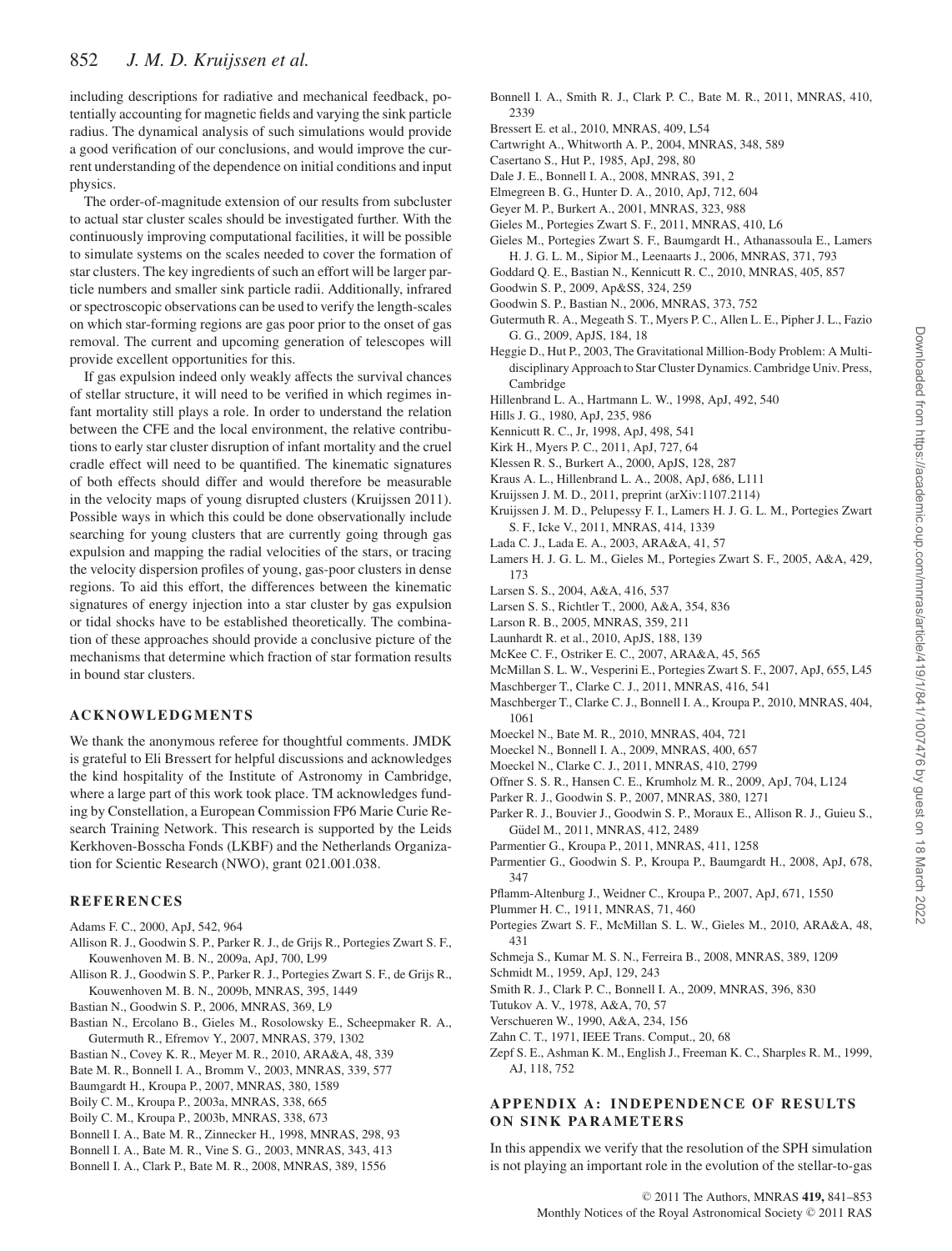including descriptions for radiative and mechanical feedback, potentially accounting for magnetic fields and varying the sink particle radius. The dynamical analysis of such simulations would provide a good verification of our conclusions, and would improve the current understanding of the dependence on initial conditions and input physics.

The order-of-magnitude extension of our results from subcluster to actual star cluster scales should be investigated further. With the continuously improving computational facilities, it will be possible to simulate systems on the scales needed to cover the formation of star clusters. The key ingredients of such an effort will be larger particle numbers and smaller sink particle radii. Additionally, infrared or spectroscopic observations can be used to verify the length-scales on which star-forming regions are gas poor prior to the onset of gas removal. The current and upcoming generation of telescopes will provide excellent opportunities for this.

If gas expulsion indeed only weakly affects the survival chances of stellar structure, it will need to be verified in which regimes infant mortality still plays a role. In order to understand the relation between the CFE and the local environment, the relative contributions to early star cluster disruption of infant mortality and the cruel cradle effect will need to be quantified. The kinematic signatures of both effects should differ and would therefore be measurable in the velocity maps of young disrupted clusters (Kruijssen 2011). Possible ways in which this could be done observationally include searching for young clusters that are currently going through gas expulsion and mapping the radial velocities of the stars, or tracing the velocity dispersion profiles of young, gas-poor clusters in dense regions. To aid this effort, the differences between the kinematic signatures of energy injection into a star cluster by gas expulsion or tidal shocks have to be established theoretically. The combination of these approaches should provide a conclusive picture of the mechanisms that determine which fraction of star formation results in bound star clusters.

## ACKNOWLEDGMENTS

We thank the anonymous referee for thoughtful comments. JMDK is grateful to Eli Bressert for helpful discussions and acknowledges the kind hospitality of the Institute of Astronomy in Cambridge, where a large part of this work took place. TM acknowledges funding by Constellation, a European Commission FP6 Marie Curie Research Training Network. This research is supported by the Leids Kerkhoven-Bosscha Fonds (LKBF) and the Netherlands Organization for Scientic Research (NWO), grant 021.001.038.

## REFERENCES

Adams F. C., 2000, ApJ, 542, 964
Allison R. J., Goodwin S. P., Parker R. J., de Grijs R., Portegies Zwart S. F., Kouwenhoven M. B. N., 2009a, ApJ, 700, L99
Allison R. J., Goodwin S. P., Parker R. J., Portegies Zwart S. F., de Grijs R., Kouwenhoven M. B. N., 2009b, MNRAS, 395, 1449
Bastian N., Goodwin S. P., 2006, MNRAS, 369, L9
Bastian N., Ercolano B., Gieles M., Rosolowsky E., Scheepmaker R. A., Gutermuth R., Efremov Y., 2007, MNRAS, 379, 1302
Bastian N., Covey K. R., Meyer M. R., 2010, ARA&A, 48, 339
Bate M. R., Bonnell I. A., Bromm V., 2003, MNRAS, 339, 577
Baumgardt H., Kroupa P., 2007, MNRAS, 380, 1589
Boily C. M., Kroupa P., 2003a, MNRAS, 338, 665
Boily C. M., Kroupa P., 2003b, MNRAS, 338, 673
Bonnell I. A., Bate M. R., Zinnecker H., 1998, MNRAS, 298, 93
Bonnell I. A., Bate M. R., Vine S. G., 2003, MNRAS, 343, 413
Bonnell I. A., Clark P., Bate M. R., 2008, MNRAS, 389, 1556
Bonnell I. A., Smith R. J., Clark P. C., Bate M. R., 2011, MNRAS, 410, 2339
Bressert E. et al., 2010, MNRAS, 409, L54
Cartwright A., Whitworth A. P., 2004, MNRAS, 348, 589
Casertano S., Hut P., 1985, ApJ, 298, 80
Dale J. E., Bonnell I. A., 2008, MNRAS, 391, 2
Elmegreen B. G., Hunter D. A., 2010, ApJ, 712, 604
Geyer M. P., Burkert A., 2001, MNRAS, 323, 988
Gieles M., Portegies Zwart S. F., 2011, MNRAS, 410, L6
Gieles M., Portegies Zwart S. F., Baumgardt H., Athanassoula E., Lamers H. J. G. L. M., Sipior M., Leenaarts J., 2006, MNRAS, 371, 793
Goddard Q. E., Bastian N., Kennicutt R. C., 2010, MNRAS, 405, 857
Goodwin S. P., 2009, Ap&SS, 324, 259
Goodwin S. P., Bastian N., 2006, MNRAS, 373, 752
Gutermuth R. A., Megeath S. T., Myers P. C., Allen L. E., Pipher J. L., Fazio G. G., 2009, ApJS, 184, 18
Heggie D., Hut P., 2003, The Gravitational Million-Body Problem: A Multidisciplinary Approach to Star Cluster Dynamics. Cambridge Univ. Press, Cambridge
Hillenbrand L. A., Hartmann L. W., 1998, ApJ, 492, 540
Hills J. G., 1980, ApJ, 235, 986
Kennicutt R. C., Jr, 1998, ApJ, 498, 541
Kirk H., Myers P. C., 2011, ApJ, 727, 64
Klessen R. S., Burkert A., 2000, ApJS, 128, 287
Kraus A. L., Hillenbrand L. A., 2008, ApJ, 686, L111
Kruijssen J. M. D., 2011, preprint (arXiv:1107.2114)
Kruijssen J. M. D., Pelupessy F. I., Lamers H. J. G. L. M., Portegies Zwart S. F., Icke V., 2011, MNRAS, 414, 1339
Lada C. J., Lada E. A., 2003, ARA&A, 41, 57
Lamers H. J. G. L. M., Gieles M., Portegies Zwart S. F., 2005, A&A, 429, 173
Larsen S. S., 2004, A&A, 416, 537
Larsen S. S., Richtler T., 2000, A&A, 354, 836
Larson R. B., 2005, MNRAS, 359, 211
Launhardt R. et al., 2010, ApJS, 188, 139
McKee C. F., Ostriker E. C., 2007, ARA&A, 45, 565
McMillan S. L. W., Vesperini E., Portegies Zwart S. F., 2007, ApJ, 655, L45
Maschberger T., Clarke C. J., 2011, MNRAS, 416, 541
Maschberger T., Clarke C. J., Bonnell I. A., Kroupa P., 2010, MNRAS, 404, 1061
Moeckel N., Bate M. R., 2010, MNRAS, 404, 721
Moeckel N., Bonnell I. A., 2009, MNRAS, 400, 657
Moeckel N., Clarke C. J., 2011, MNRAS, 410, 2799
Offner S. S. R., Hansen C. E., Krumholz M. R., 2009, ApJ, 704, L124
Parker R. J., Goodwin S. P., 2007, MNRAS, 380, 1271
Parker R. J., Bouvier J., Goodwin S. P., Moraux E., Allison R. J., Guieu S., Güdel M., 2011, MNRAS, 412, 2489
Parmentier G., Kroupa P., 2011, MNRAS, 411, 1258
Parmentier G., Goodwin S. P., Kroupa P., Baumgardt H., 2008, ApJ, 678, 347
Pflamm-Altenburg J., Weidner C., Kroupa P., 2007, ApJ, 671, 1550
Plummer H. C., 1911, MNRAS, 71, 460
Portegies Zwart S. F., McMillan S. L. W., Gieles M., 2010, ARA&A, 48, 431
Schmeja S., Kumar M. S. N., Ferreira B., 2008, MNRAS, 389, 1209
Schmidt M., 1959, ApJ, 129, 243
Smith R. J., Clark P. C., Bonnell I. A., 2009, MNRAS, 396, 830
Tutukov A. V., 1978, A&A, 70, 57
Verschueren W., 1990, A&A, 234, 156
Zahn C. T., 1971, IEEE Trans. Comput., 20, 68
Zepf S. E., Ashman K. M., English J., Freeman K. C., Sharples R. M., 1999, AJ, 118, 752

## APPENDIX A: INDEPENDENCE OF RESULTS ON SINK PARAMETERS

In this appendix we verify that the resolution of the SPH simulation is not playing an important role in the evolution of the stellar-to-gas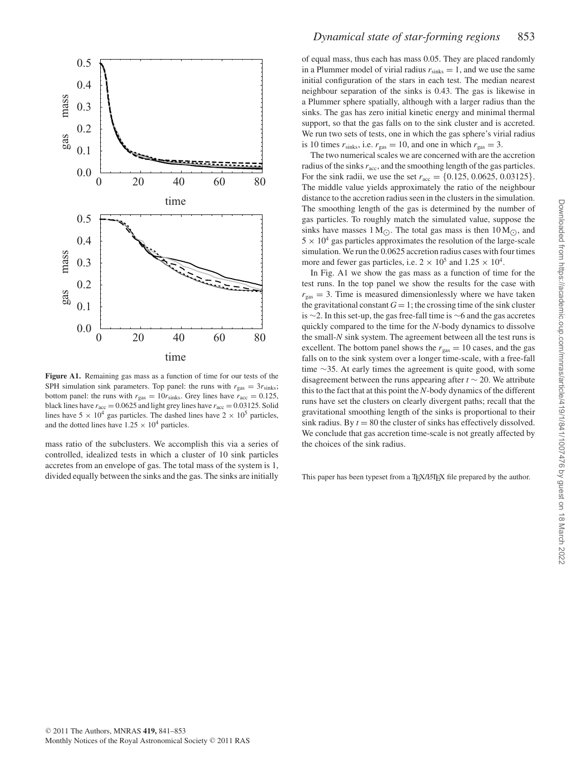0.5
0.4
0.3
0.2
0.1
0.0
gas mass
0
20
40
60
80
time

0.5
0.4
0.3
0.2
0.1
0.0
gas mass
0
20
40
60
80
time

**Figure A1.** Remaining gas mass as a function of time for our tests of the SPH simulation sink parameters. Top panel: the runs with $r_{\rm gas} = 3r_{\rm sinks}$; bottom panel: the runs with $r_{\rm gas} = 10r_{\rm sinks}$. Grey lines have $r_{\rm acc} = 0.125$, black lines have $r_{\rm acc} = 0.0625$ and light grey lines have $r_{\rm acc} = 0.03125$. Solid lines have $5 \times 10^4$ gas particles. The dashed lines have $2 \times 10^5$ particles, and the dotted lines have $1.25 \times 10^4$ particles.

mass ratio of the subclusters. We accomplish this via a series of controlled, idealized tests in which a cluster of 10 sink particles accretes from an envelope of gas. The total mass of the system is 1, divided equally between the sinks and the gas. The sinks are initially of equal mass, thus each has mass 0.05. They are placed randomly in a Plummer model of virial radius $r_{\rm sinks} = 1$, and we use the same initial configuration of the stars in each test. The median nearest neighbour separation of the sinks is 0.43. The gas is likewise in a Plummer sphere spatially, although with a larger radius than the sinks. The gas has zero initial kinetic energy and minimal thermal support, so that the gas falls on to the sink cluster and is accreted. We run two sets of tests, one in which the gas sphere's virial radius is 10 times $r_{\rm sinks}$, i.e. $r_{\rm gas} = 10$, and one in which $r_{\rm gas} = 3$.

The two numerical scales we are concerned with are the accretion radius of the sinks $r_{\rm acc}$, and the smoothing length of the gas particles. For the sink radii, we use the set $r_{\rm acc} = \{0.125, 0.0625, 0.03125\}$. The middle value yields approximately the ratio of the neighbour distance to the accretion radius seen in the clusters in the simulation. The smoothing length of the gas is determined by the number of gas particles. To roughly match the simulated value, suppose the sinks have masses $1\,{\rm M}_\odot$. The total gas mass is then $10\,{\rm M}_\odot$, and $5 \times 10^4$ gas particles approximates the resolution of the large-scale simulation. We run the 0.0625 accretion radius cases with four times more and fewer gas particles, i.e. $2 \times 10^5$ and $1.25 \times 10^4$.

In Fig. A1 we show the gas mass as a function of time for the test runs. In the top panel we show the results for the case with $r_{\rm gas} = 3$. Time is measured dimensionlessly where we have taken the gravitational constant $G = 1$; the crossing time of the sink cluster is $\sim$2. In this set-up, the gas free-fall time is $\sim$6 and the gas accretes quickly compared to the time for the $N$-body dynamics to dissolve the small-$N$ sink system. The agreement between all the test runs is excellent. The bottom panel shows the $r_{\rm gas} = 10$ cases, and the gas falls on to the sink system over a longer time-scale, with a free-fall time $\sim$35. At early times the agreement is quite good, with some disagreement between the runs appearing after $t \sim 20$. We attribute this to the fact that at this point the $N$-body dynamics of the different runs have set the clusters on clearly divergent paths; recall that the gravitational smoothing length of the sinks is proportional to their sink radius. By $t = 80$ the cluster of sinks has effectively dissolved. We conclude that gas accretion time-scale is not greatly affected by the choices of the sink radius.

This paper has been typeset from a TEX/LATEX file prepared by the author.